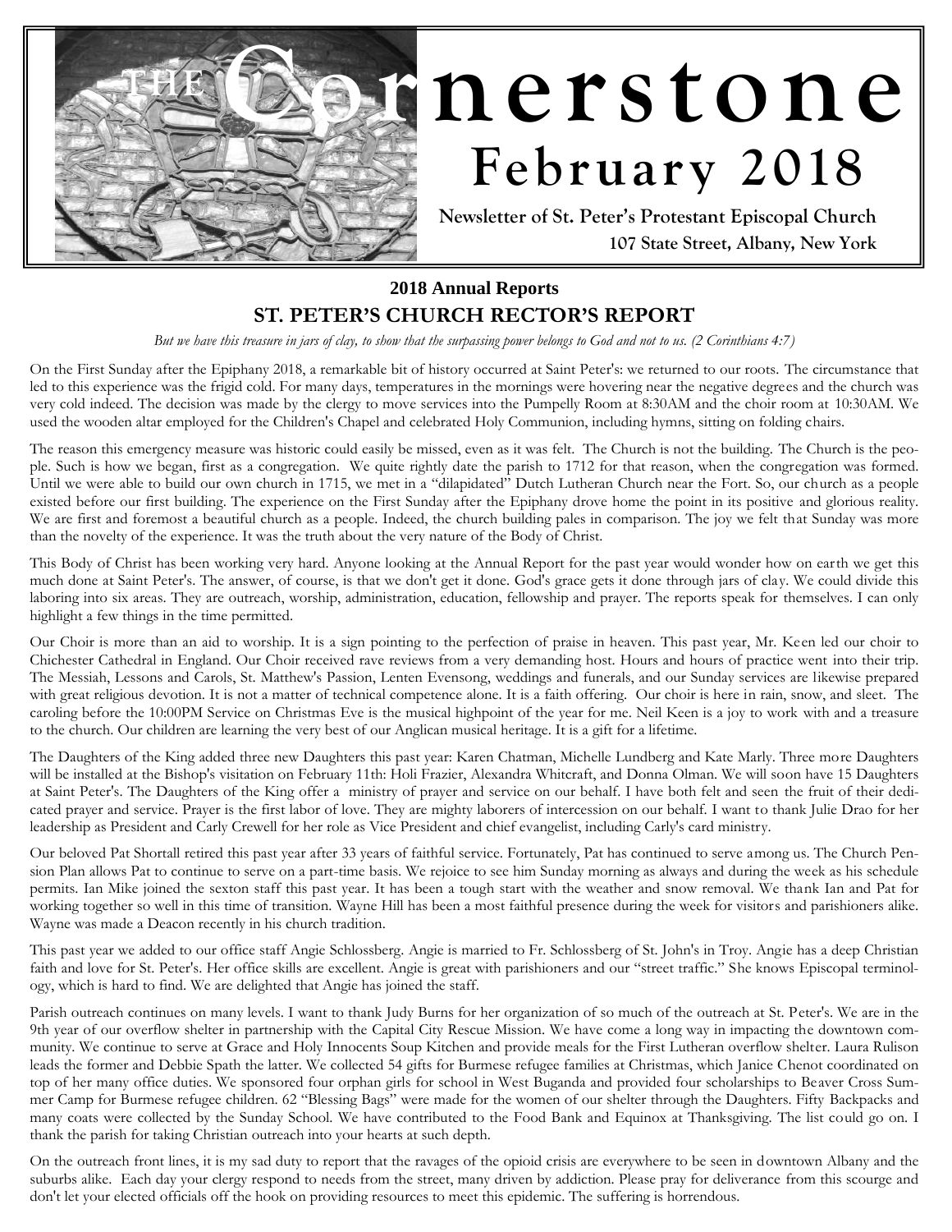# THE Cornerstone

# February 2018

**Newsletter of St. Peter's Protestant Episcopal Church**

**107 State Street, Albany, New York**

## 2018 Annual Reports

## ST. PETER'S CHURCH RECTOR'S REPORT

*But we have this treasure in jars of clay, to show that the surpassing power belongs to God and not to us. (2 Corinthians 4:7)*

On the First Sunday after the Epiphany 2018, a remarkable bit of history occurred at Saint Peter's: we returned to our roots. The circumstance that led to this experience was the frigid cold. For many days, temperatures in the mornings were hovering near the negative degrees and the church was very cold indeed. The decision was made by the clergy to move services into the Pumpelly Room at 8:30AM and the choir room at 10:30AM. We used the wooden altar employed for the Children's Chapel and celebrated Holy Communion, including hymns, sitting on folding chairs.

The reason this emergency measure was historic could easily be missed, even as it was felt. The Church is not the building. The Church is the people. Such is how we began, first as a congregation. We quite rightly date the parish to 1712 for that reason, when the congregation was formed. Until we were able to build our own church in 1715, we met in a "dilapidated" Dutch Lutheran Church near the Fort. So, our church as a people existed before our first building. The experience on the First Sunday after the Epiphany drove home the point in its positive and glorious reality. We are first and foremost a beautiful church as a people. Indeed, the church building pales in comparison. The joy we felt that Sunday was more than the novelty of the experience. It was the truth about the very nature of the Body of Christ.

This Body of Christ has been working very hard. Anyone looking at the Annual Report for the past year would wonder how on earth we get this much done at Saint Peter's. The answer, of course, is that we don't get it done. God's grace gets it done through jars of clay. We could divide this laboring into six areas. They are outreach, worship, administration, education, fellowship and prayer. The reports speak for themselves. I can only highlight a few things in the time permitted.

Our Choir is more than an aid to worship. It is a sign pointing to the perfection of praise in heaven. This past year, Mr. Keen led our choir to Chichester Cathedral in England. Our Choir received rave reviews from a very demanding host. Hours and hours of practice went into their trip. The Messiah, Lessons and Carols, St. Matthew's Passion, Lenten Evensong, weddings and funerals, and our Sunday services are likewise prepared with great religious devotion. It is not a matter of technical competence alone. It is a faith offering. Our choir is here in rain, snow, and sleet. The caroling before the 10:00PM Service on Christmas Eve is the musical highpoint of the year for me. Neil Keen is a joy to work with and a treasure to the church. Our children are learning the very best of our Anglican musical heritage. It is a gift for a lifetime.

The Daughters of the King added three new Daughters this past year: Karen Chatman, Michelle Lundberg and Kate Marly. Three more Daughters will be installed at the Bishop's visitation on February 11th: Holi Frazier, Alexandra Whitcraft, and Donna Olman. We will soon have 15 Daughters at Saint Peter's. The Daughters of the King offer a ministry of prayer and service on our behalf. I have both felt and seen the fruit of their dedicated prayer and service. Prayer is the first labor of love. They are mighty laborers of intercession on our behalf. I want to thank Julie Drao for her leadership as President and Carly Crewell for her role as Vice President and chief evangelist, including Carly's card ministry.

Our beloved Pat Shortall retired this past year after 33 years of faithful service. Fortunately, Pat has continued to serve among us. The Church Pension Plan allows Pat to continue to serve on a part-time basis. We rejoice to see him Sunday morning as always and during the week as his schedule permits. Ian Mike joined the sexton staff this past year. It has been a tough start with the weather and snow removal. We thank Ian and Pat for working together so well in this time of transition. Wayne Hill has been a most faithful presence during the week for visitors and parishioners alike. Wayne was made a Deacon recently in his church tradition.

This past year we added to our office staff Angie Schlossberg. Angie is married to Fr. Schlossberg of St. John's in Troy. Angie has a deep Christian faith and love for St. Peter's. Her office skills are excellent. Angie is great with parishioners and our "street traffic." She knows Episcopal terminology, which is hard to find. We are delighted that Angie has joined the staff.

Parish outreach continues on many levels. I want to thank Judy Burns for her organization of so much of the outreach at St. Peter's. We are in the 9th year of our overflow shelter in partnership with the Capital City Rescue Mission. We have come a long way in impacting the downtown community. We continue to serve at Grace and Holy Innocents Soup Kitchen and provide meals for the First Lutheran overflow shelter. Laura Rulison leads the former and Debbie Spath the latter. We collected 54 gifts for Burmese refugee families at Christmas, which Janice Chenot coordinated on top of her many office duties. We sponsored four orphan girls for school in West Buganda and provided four scholarships to Beaver Cross Summer Camp for Burmese refugee children. 62 "Blessing Bags" were made for the women of our shelter through the Daughters. Fifty Backpacks and many coats were collected by the Sunday School. We have contributed to the Food Bank and Equinox at Thanksgiving. The list could go on. I thank the parish for taking Christian outreach into your hearts at such depth.

On the outreach front lines, it is my sad duty to report that the ravages of the opioid crisis are everywhere to be seen in downtown Albany and the suburbs alike. Each day your clergy respond to needs from the street, many driven by addiction. Please pray for deliverance from this scourge and don't let your elected officials off the hook on providing resources to meet this epidemic. The suffering is horrendous.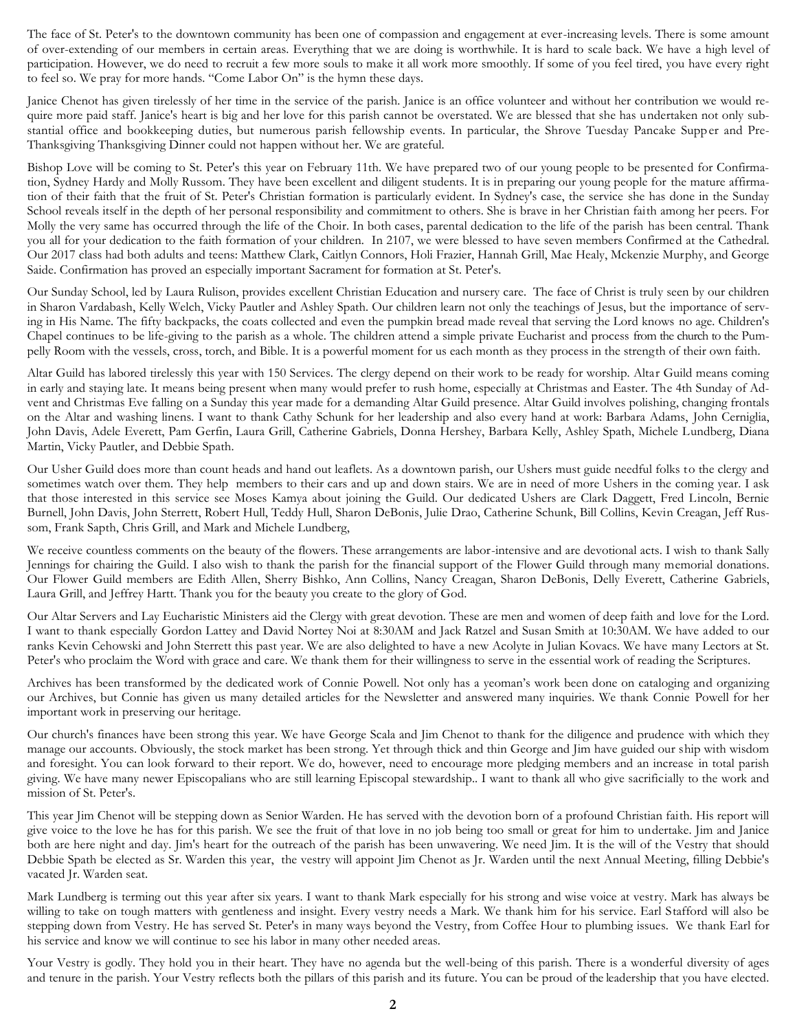The face of St. Peter's to the downtown community has been one of compassion and engagement at ever-increasing levels. There is some amount of over-extending of our members in certain areas. Everything that we are doing is worthwhile. It is hard to scale back. We have a high level of participation. However, we do need to recruit a few more souls to make it all work more smoothly. If some of you feel tired, you have every right to feel so. We pray for more hands. "Come Labor On" is the hymn these days.

Janice Chenot has given tirelessly of her time in the service of the parish. Janice is an office volunteer and without her contribution we would require more paid staff. Janice's heart is big and her love for this parish cannot be overstated. We are blessed that she has undertaken not only substantial office and bookkeeping duties, but numerous parish fellowship events. In particular, the Shrove Tuesday Pancake Supper and Pre-Thanksgiving Thanksgiving Dinner could not happen without her. We are grateful.

Bishop Love will be coming to St. Peter's this year on February 11th. We have prepared two of our young people to be presented for Confirmation, Sydney Hardy and Molly Russom. They have been excellent and diligent students. It is in preparing our young people for the mature affirmation of their faith that the fruit of St. Peter's Christian formation is particularly evident. In Sydney's case, the service she has done in the Sunday School reveals itself in the depth of her personal responsibility and commitment to others. She is brave in her Christian faith among her peers. For Molly the very same has occurred through the life of the Choir. In both cases, parental dedication to the life of the parish has been central. Thank you all for your dedication to the faith formation of your children. In 2107, we were blessed to have seven members Confirmed at the Cathedral. Our 2017 class had both adults and teens: Matthew Clark, Caitlyn Connors, Holi Frazier, Hannah Grill, Mae Healy, Mckenzie Murphy, and George Saide. Confirmation has proved an especially important Sacrament for formation at St. Peter's.

Our Sunday School, led by Laura Rulison, provides excellent Christian Education and nursery care. The face of Christ is truly seen by our children in Sharon Vardabash, Kelly Welch, Vicky Pautler and Ashley Spath. Our children learn not only the teachings of Jesus, but the importance of serving in His Name. The fifty backpacks, the coats collected and even the pumpkin bread made reveal that serving the Lord knows no age. Children's Chapel continues to be life-giving to the parish as a whole. The children attend a simple private Eucharist and process from the church to the Pumpelly Room with the vessels, cross, torch, and Bible. It is a powerful moment for us each month as they process in the strength of their own faith.

Altar Guild has labored tirelessly this year with 150 Services. The clergy depend on their work to be ready for worship. Altar Guild means coming in early and staying late. It means being present when many would prefer to rush home, especially at Christmas and Easter. The 4th Sunday of Advent and Christmas Eve falling on a Sunday this year made for a demanding Altar Guild presence. Altar Guild involves polishing, changing frontals on the Altar and washing linens. I want to thank Cathy Schunk for her leadership and also every hand at work: Barbara Adams, John Cerniglia, John Davis, Adele Everett, Pam Gerfin, Laura Grill, Catherine Gabriels, Donna Hershey, Barbara Kelly, Ashley Spath, Michele Lundberg, Diana Martin, Vicky Pautler, and Debbie Spath.

Our Usher Guild does more than count heads and hand out leaflets. As a downtown parish, our Ushers must guide needful folks to the clergy and sometimes watch over them. They help members to their cars and up and down stairs. We are in need of more Ushers in the coming year. I ask that those interested in this service see Moses Kamya about joining the Guild. Our dedicated Ushers are Clark Daggett, Fred Lincoln, Bernie Burnell, John Davis, John Sterrett, Robert Hull, Teddy Hull, Sharon DeBonis, Julie Drao, Catherine Schunk, Bill Collins, Kevin Creagan, Jeff Russom, Frank Sapth, Chris Grill, and Mark and Michele Lundberg,

We receive countless comments on the beauty of the flowers. These arrangements are labor-intensive and are devotional acts. I wish to thank Sally Jennings for chairing the Guild. I also wish to thank the parish for the financial support of the Flower Guild through many memorial donations. Our Flower Guild members are Edith Allen, Sherry Bishko, Ann Collins, Nancy Creagan, Sharon DeBonis, Delly Everett, Catherine Gabriels, Laura Grill, and Jeffrey Hartt. Thank you for the beauty you create to the glory of God.

Our Altar Servers and Lay Eucharistic Ministers aid the Clergy with great devotion. These are men and women of deep faith and love for the Lord. I want to thank especially Gordon Lattey and David Nortey Noi at 8:30AM and Jack Ratzel and Susan Smith at 10:30AM. We have added to our ranks Kevin Cehowski and John Sterrett this past year. We are also delighted to have a new Acolyte in Julian Kovacs. We have many Lectors at St. Peter's who proclaim the Word with grace and care. We thank them for their willingness to serve in the essential work of reading the Scriptures.

Archives has been transformed by the dedicated work of Connie Powell. Not only has a yeoman's work been done on cataloging and organizing our Archives, but Connie has given us many detailed articles for the Newsletter and answered many inquiries. We thank Connie Powell for her important work in preserving our heritage.

Our church's finances have been strong this year. We have George Scala and Jim Chenot to thank for the diligence and prudence with which they manage our accounts. Obviously, the stock market has been strong. Yet through thick and thin George and Jim have guided our ship with wisdom and foresight. You can look forward to their report. We do, however, need to encourage more pledging members and an increase in total parish giving. We have many newer Episcopalians who are still learning Episcopal stewardship.. I want to thank all who give sacrificially to the work and mission of St. Peter's.

This year Jim Chenot will be stepping down as Senior Warden. He has served with the devotion born of a profound Christian faith. His report will give voice to the love he has for this parish. We see the fruit of that love in no job being too small or great for him to undertake. Jim and Janice both are here night and day. Jim's heart for the outreach of the parish has been unwavering. We need Jim. It is the will of the Vestry that should Debbie Spath be elected as Sr. Warden this year, the vestry will appoint Jim Chenot as Jr. Warden until the next Annual Meeting, filling Debbie's vacated Jr. Warden seat.

Mark Lundberg is terming out this year after six years. I want to thank Mark especially for his strong and wise voice at vestry. Mark has always be willing to take on tough matters with gentleness and insight. Every vestry needs a Mark. We thank him for his service. Earl Stafford will also be stepping down from Vestry. He has served St. Peter's in many ways beyond the Vestry, from Coffee Hour to plumbing issues. We thank Earl for his service and know we will continue to see his labor in many other needed areas.

Your Vestry is godly. They hold you in their heart. They have no agenda but the well-being of this parish. There is a wonderful diversity of ages and tenure in the parish. Your Vestry reflects both the pillars of this parish and its future. You can be proud of the leadership that you have elected.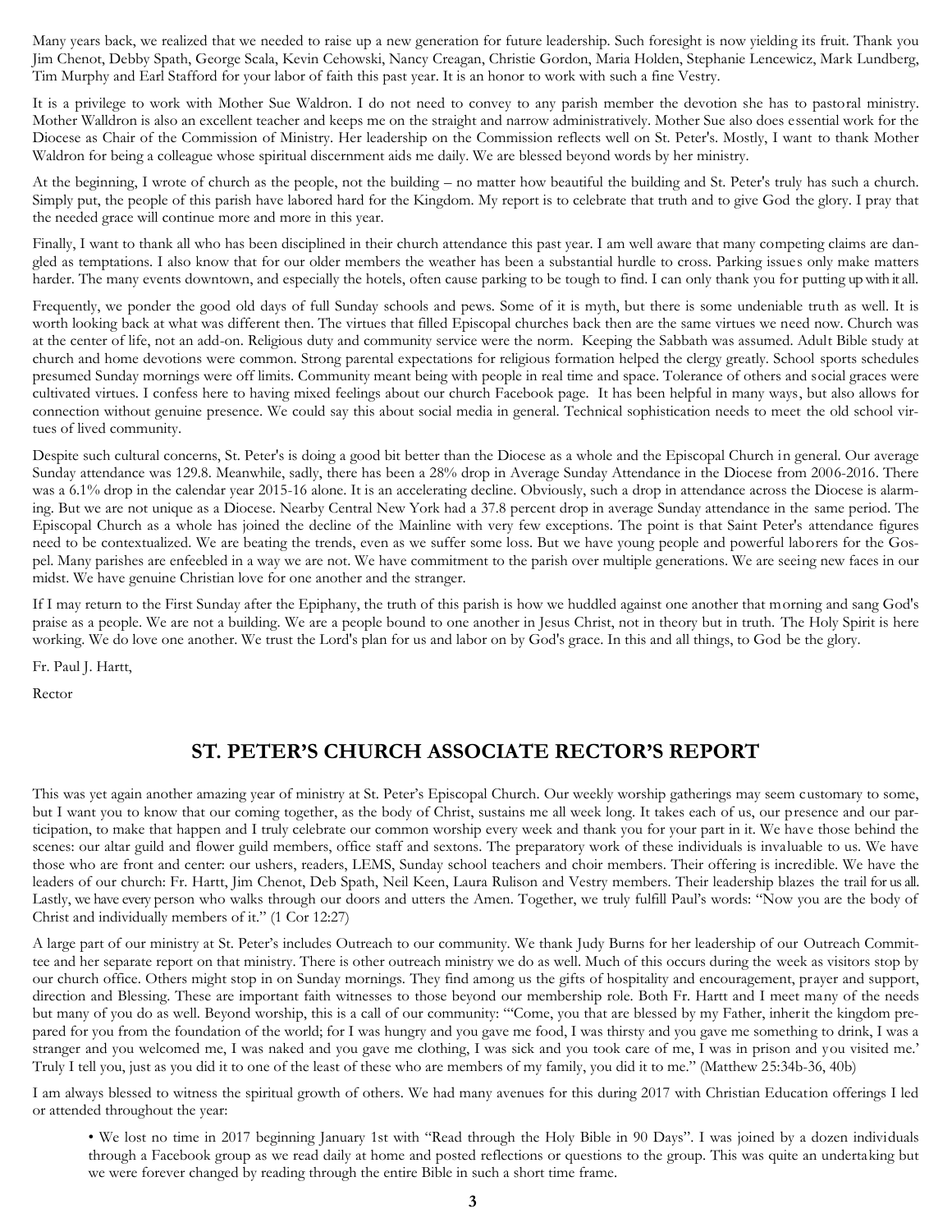Many years back, we realized that we needed to raise up a new generation for future leadership. Such foresight is now yielding its fruit. Thank you Jim Chenot, Debby Spath, George Scala, Kevin Cehowski, Nancy Creagan, Christie Gordon, Maria Holden, Stephanie Lencewicz, Mark Lundberg, Tim Murphy and Earl Stafford for your labor of faith this past year. It is an honor to work with such a fine Vestry.

It is a privilege to work with Mother Sue Waldron. I do not need to convey to any parish member the devotion she has to pastoral ministry. Mother Walldron is also an excellent teacher and keeps me on the straight and narrow administratively. Mother Sue also does essential work for the Diocese as Chair of the Commission of Ministry. Her leadership on the Commission reflects well on St. Peter's. Mostly, I want to thank Mother Waldron for being a colleague whose spiritual discernment aids me daily. We are blessed beyond words by her ministry.

At the beginning, I wrote of church as the people, not the building – no matter how beautiful the building and St. Peter's truly has such a church. Simply put, the people of this parish have labored hard for the Kingdom. My report is to celebrate that truth and to give God the glory. I pray that the needed grace will continue more and more in this year.

Finally, I want to thank all who has been disciplined in their church attendance this past year. I am well aware that many competing claims are dangled as temptations. I also know that for our older members the weather has been a substantial hurdle to cross. Parking issues only make matters harder. The many events downtown, and especially the hotels, often cause parking to be tough to find. I can only thank you for putting up with it all.

Frequently, we ponder the good old days of full Sunday schools and pews. Some of it is myth, but there is some undeniable truth as well. It is worth looking back at what was different then. The virtues that filled Episcopal churches back then are the same virtues we need now. Church was at the center of life, not an add-on. Religious duty and community service were the norm. Keeping the Sabbath was assumed. Adult Bible study at church and home devotions were common. Strong parental expectations for religious formation helped the clergy greatly. School sports schedules presumed Sunday mornings were off limits. Community meant being with people in real time and space. Tolerance of others and social graces were cultivated virtues. I confess here to having mixed feelings about our church Facebook page. It has been helpful in many ways, but also allows for connection without genuine presence. We could say this about social media in general. Technical sophistication needs to meet the old school virtues of lived community.

Despite such cultural concerns, St. Peter's is doing a good bit better than the Diocese as a whole and the Episcopal Church in general. Our average Sunday attendance was 129.8. Meanwhile, sadly, there has been a 28% drop in Average Sunday Attendance in the Diocese from 2006-2016. There was a 6.1% drop in the calendar year 2015-16 alone. It is an accelerating decline. Obviously, such a drop in attendance across the Diocese is alarming. But we are not unique as a Diocese. Nearby Central New York had a 37.8 percent drop in average Sunday attendance in the same period. The Episcopal Church as a whole has joined the decline of the Mainline with very few exceptions. The point is that Saint Peter's attendance figures need to be contextualized. We are beating the trends, even as we suffer some loss. But we have young people and powerful laborers for the Gospel. Many parishes are enfeebled in a way we are not. We have commitment to the parish over multiple generations. We are seeing new faces in our midst. We have genuine Christian love for one another and the stranger.

If I may return to the First Sunday after the Epiphany, the truth of this parish is how we huddled against one another that morning and sang God's praise as a people. We are not a building. We are a people bound to one another in Jesus Christ, not in theory but in truth. The Holy Spirit is here working. We do love one another. We trust the Lord's plan for us and labor on by God's grace. In this and all things, to God be the glory.

Fr. Paul J. Hartt,

Rector

## ST. PETER'S CHURCH ASSOCIATE RECTOR'S REPORT

This was yet again another amazing year of ministry at St. Peter's Episcopal Church. Our weekly worship gatherings may seem customary to some, but I want you to know that our coming together, as the body of Christ, sustains me all week long. It takes each of us, our presence and our participation, to make that happen and I truly celebrate our common worship every week and thank you for your part in it. We have those behind the scenes: our altar guild and flower guild members, office staff and sextons. The preparatory work of these individuals is invaluable to us. We have those who are front and center: our ushers, readers, LEMS, Sunday school teachers and choir members. Their offering is incredible. We have the leaders of our church: Fr. Hartt, Jim Chenot, Deb Spath, Neil Keen, Laura Rulison and Vestry members. Their leadership blazes the trail for us all. Lastly, we have every person who walks through our doors and utters the Amen. Together, we truly fulfill Paul's words: "Now you are the body of Christ and individually members of it." (1 Cor 12:27)

A large part of our ministry at St. Peter's includes Outreach to our community. We thank Judy Burns for her leadership of our Outreach Committee and her separate report on that ministry. There is other outreach ministry we do as well. Much of this occurs during the week as visitors stop by our church office. Others might stop in on Sunday mornings. They find among us the gifts of hospitality and encouragement, prayer and support, direction and Blessing. These are important faith witnesses to those beyond our membership role. Both Fr. Hartt and I meet many of the needs but many of you do as well. Beyond worship, this is a call of our community: "'Come, you that are blessed by my Father, inherit the kingdom prepared for you from the foundation of the world; for I was hungry and you gave me food, I was thirsty and you gave me something to drink, I was a stranger and you welcomed me, I was naked and you gave me clothing, I was sick and you took care of me, I was in prison and you visited me.' Truly I tell you, just as you did it to one of the least of these who are members of my family, you did it to me." (Matthew 25:34b-36, 40b)

I am always blessed to witness the spiritual growth of others. We had many avenues for this during 2017 with Christian Education offerings I led or attended throughout the year:

- We lost no time in 2017 beginning January 1st with "Read through the Holy Bible in 90 Days". I was joined by a dozen individuals through a Facebook group as we read daily at home and posted reflections or questions to the group. This was quite an undertaking but we were forever changed by reading through the entire Bible in such a short time frame.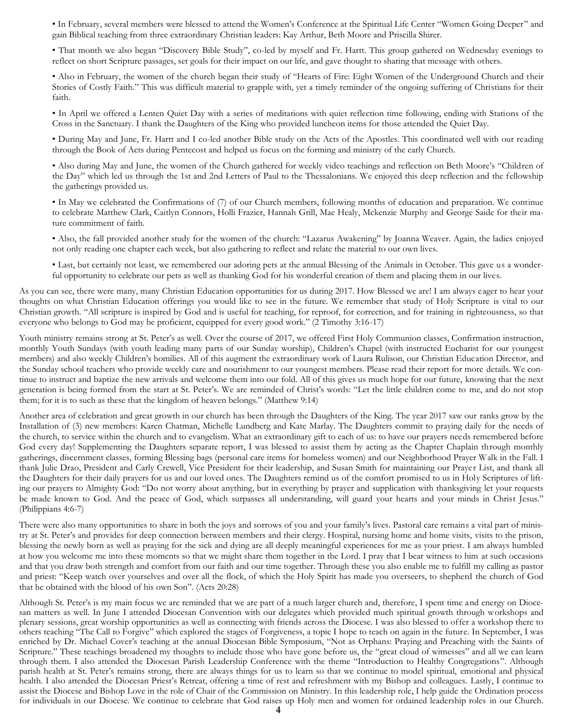- In February, several members were blessed to attend the Women's Conference at the Spiritual Life Center "Women Going Deeper" and gain Biblical teaching from three extraordinary Christian leaders: Kay Arthur, Beth Moore and Priscilla Shirer.

- That month we also began "Discovery Bible Study", co-led by myself and Fr. Hartt. This group gathered on Wednesday evenings to reflect on short Scripture passages, set goals for their impact on our life, and gave thought to sharing that message with others.

- Also in February, the women of the church began their study of "Hearts of Fire: Eight Women of the Underground Church and their Stories of Costly Faith." This was difficult material to grapple with, yet a timely reminder of the ongoing suffering of Christians for their faith.

- In April we offered a Lenten Quiet Day with a series of meditations with quiet reflection time following, ending with Stations of the Cross in the Sanctuary. I thank the Daughters of the King who provided luncheon items for those attended the Quiet Day.

- During May and June, Fr. Hartt and I co-led another Bible study on the Acts of the Apostles. This coordinated well with our reading through the Book of Acts during Pentecost and helped us focus on the forming and ministry of the early Church.

- Also during May and June, the women of the Church gathered for weekly video teachings and reflection on Beth Moore's "Children of the Day" which led us through the 1st and 2nd Letters of Paul to the Thessalonians. We enjoyed this deep reflection and the fellowship the gatherings provided us.

- In May we celebrated the Confirmations of (7) of our Church members, following months of education and preparation. We continue to celebrate Matthew Clark, Caitlyn Connors, Holli Frazier, Hannah Grill, Mae Healy, Mckenzie Murphy and George Saide for their mature commitment of faith.

- Also, the fall provided another study for the women of the church: "Lazarus Awakening" by Joanna Weaver. Again, the ladies enjoyed not only reading one chapter each week, but also gathering to reflect and relate the material to our own lives.

- Last, but certainly not least, we remembered our adoring pets at the annual Blessing of the Animals in October. This gave us a wonderful opportunity to celebrate our pets as well as thanking God for his wonderful creation of them and placing them in our lives.

As you can see, there were many, many Christian Education opportunities for us during 2017. How Blessed we are! I am always eager to hear your thoughts on what Christian Education offerings you would like to see in the future. We remember that study of Holy Scripture is vital to our Christian growth. "All scripture is inspired by God and is useful for teaching, for reproof, for correction, and for training in righteousness, so that everyone who belongs to God may be proficient, equipped for every good work." (2 Timothy 3:16-17)

Youth ministry remains strong at St. Peter's as well. Over the course of 2017, we offered First Holy Communion classes, Confirmation instruction, monthly Youth Sundays (with youth leading many parts of our Sunday worship), Children's Chapel (with instructed Eucharist for our youngest members) and also weekly Children's homilies. All of this augment the extraordinary work of Laura Rulison, our Christian Education Director, and the Sunday school teachers who provide weekly care and nourishment to our youngest members. Please read their report for more details. We continue to instruct and baptize the new arrivals and welcome them into our fold. All of this gives us much hope for our future, knowing that the next generation is being formed from the start at St. Peter's. We are reminded of Christ's words: "Let the little children come to me, and do not stop them; for it is to such as these that the kingdom of heaven belongs." (Matthew 9:14)

Another area of celebration and great growth in our church has been through the Daughters of the King. The year 2017 saw our ranks grow by the Installation of (3) new members: Karen Chatman, Michelle Lundberg and Kate Marlay. The Daughters commit to praying daily for the needs of the church, to service within the church and to evangelism. What an extraordinary gift to each of us: to have our prayers needs remembered before God every day! Supplementing the Daughters separate report, I was blessed to assist them by acting as the Chapter Chaplain through monthly gatherings, discernment classes, forming Blessing bags (personal care items for homeless women) and our Neighborhood Prayer Walk in the Fall. I thank Julie Drao, President and Carly Crewell, Vice President for their leadership, and Susan Smith for maintaining our Prayer List, and thank all the Daughters for their daily prayers for us and our loved ones. The Daughters remind us of the comfort promised to us in Holy Scriptures of lifting our prayers to Almighty God: "Do not worry about anything, but in everything by prayer and supplication with thanksgiving let your requests be made known to God. And the peace of God, which surpasses all understanding, will guard your hearts and your minds in Christ Jesus." (Philippians 4:6-7)

There were also many opportunities to share in both the joys and sorrows of you and your family's lives. Pastoral care remains a vital part of ministry at St. Peter's and provides for deep connection between members and their clergy. Hospital, nursing home and home visits, visits to the prison, blessing the newly born as well as praying for the sick and dying are all deeply meaningful experiences for me as your priest. I am always humbled at how you welcome me into these moments so that we might share them together in the Lord. I pray that I bear witness to him at such occasions and that you draw both strength and comfort from our faith and our time together. Through these you also enable me to fulfill my calling as pastor and priest: "Keep watch over yourselves and over all the flock, of which the Holy Spirit has made you overseers, to shepherd the church of God that he obtained with the blood of his own Son". (Acts 20:28)

Although St. Peter's is my main focus we are reminded that we are part of a much larger church and, therefore, I spent time and energy on Diocesan matters as well. In June I attended Diocesan Convention with our delegates which provided much spiritual growth through workshops and plenary sessions, great worship opportunities as well as connecting with friends across the Diocese. I was also blessed to offer a workshop there to others teaching "The Call to Forgive" which explored the stages of Forgiveness, a topic I hope to teach on again in the future. In September, I was enriched by Dr. Michael Cover's teaching at the annual Diocesan Bible Symposium, "Not as Orphans: Praying and Preaching with the Saints of Scripture." These teachings broadened my thoughts to include those who have gone before us, the "great cloud of witnesses" and all we can learn through them. I also attended the Diocesan Parish Leadership Conference with the theme "Introduction to Healthy Congregations". Although parish health at St. Peter's remains strong, there are always things for us to learn so that we continue to model spiritual, emotional and physical health. I also attended the Diocesan Priest's Retreat, offering a time of rest and refreshment with my Bishop and colleagues. Lastly, I continue to assist the Diocese and Bishop Love in the role of Chair of the Commission on Ministry. In this leadership role, I help guide the Ordination process for individuals in our Diocese. We continue to celebrate that God raises up Holy men and women for ordained leadership roles in our Church.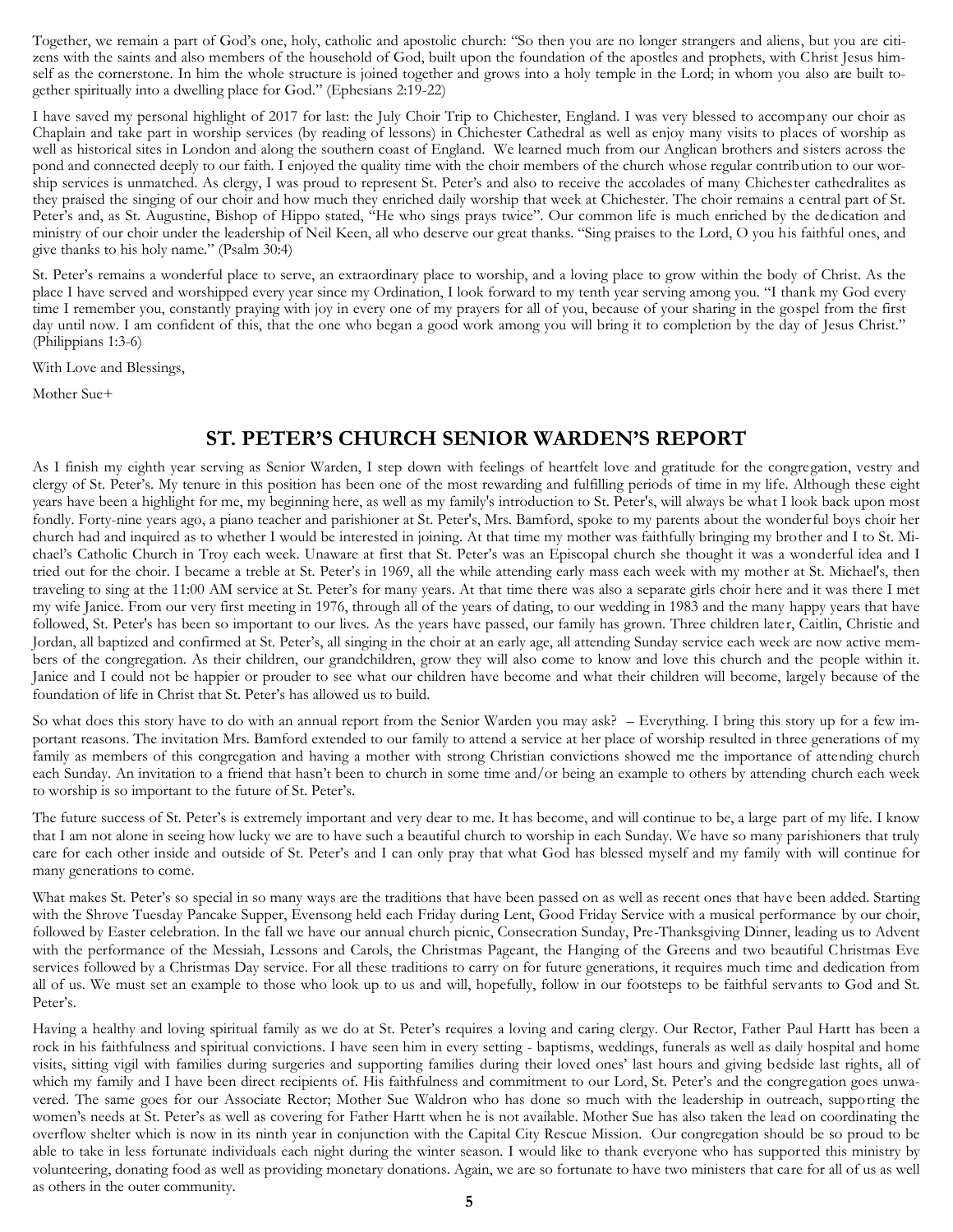Together, we remain a part of God's one, holy, catholic and apostolic church: "So then you are no longer strangers and aliens, but you are citizens with the saints and also members of the household of God, built upon the foundation of the apostles and prophets, with Christ Jesus himself as the cornerstone. In him the whole structure is joined together and grows into a holy temple in the Lord; in whom you also are built together spiritually into a dwelling place for God." (Ephesians 2:19-22)

I have saved my personal highlight of 2017 for last: the July Choir Trip to Chichester, England. I was very blessed to accompany our choir as Chaplain and take part in worship services (by reading of lessons) in Chichester Cathedral as well as enjoy many visits to places of worship as well as historical sites in London and along the southern coast of England. We learned much from our Anglican brothers and sisters across the pond and connected deeply to our faith. I enjoyed the quality time with the choir members of the church whose regular contribution to our worship services is unmatched. As clergy, I was proud to represent St. Peter's and also to receive the accolades of many Chichester cathedralites as they praised the singing of our choir and how much they enriched daily worship that week at Chichester. The choir remains a central part of St. Peter's and, as St. Augustine, Bishop of Hippo stated, "He who sings prays twice". Our common life is much enriched by the dedication and ministry of our choir under the leadership of Neil Keen, all who deserve our great thanks. "Sing praises to the Lord, O you his faithful ones, and give thanks to his holy name." (Psalm 30:4)

St. Peter's remains a wonderful place to serve, an extraordinary place to worship, and a loving place to grow within the body of Christ. As the place I have served and worshipped every year since my Ordination, I look forward to my tenth year serving among you. "I thank my God every time I remember you, constantly praying with joy in every one of my prayers for all of you, because of your sharing in the gospel from the first day until now. I am confident of this, that the one who began a good work among you will bring it to completion by the day of Jesus Christ." (Philippians 1:3-6)

With Love and Blessings,

Mother Sue+

## ST. PETER'S CHURCH SENIOR WARDEN'S REPORT

As I finish my eighth year serving as Senior Warden, I step down with feelings of heartfelt love and gratitude for the congregation, vestry and clergy of St. Peter's. My tenure in this position has been one of the most rewarding and fulfilling periods of time in my life. Although these eight years have been a highlight for me, my beginning here, as well as my family's introduction to St. Peter's, will always be what I look back upon most fondly. Forty-nine years ago, a piano teacher and parishioner at St. Peter's, Mrs. Bamford, spoke to my parents about the wonderful boys choir her church had and inquired as to whether I would be interested in joining. At that time my mother was faithfully bringing my brother and I to St. Michael's Catholic Church in Troy each week. Unaware at first that St. Peter's was an Episcopal church she thought it was a wonderful idea and I tried out for the choir. I became a treble at St. Peter's in 1969, all the while attending early mass each week with my mother at St. Michael's, then traveling to sing at the 11:00 AM service at St. Peter's for many years. At that time there was also a separate girls choir here and it was there I met my wife Janice. From our very first meeting in 1976, through all of the years of dating, to our wedding in 1983 and the many happy years that have followed, St. Peter's has been so important to our lives. As the years have passed, our family has grown. Three children later, Caitlin, Christie and Jordan, all baptized and confirmed at St. Peter's, all singing in the choir at an early age, all attending Sunday service each week are now active members of the congregation. As their children, our grandchildren, grow they will also come to know and love this church and the people within it. Janice and I could not be happier or prouder to see what our children have become and what their children will become, largely because of the foundation of life in Christ that St. Peter's has allowed us to build.

So what does this story have to do with an annual report from the Senior Warden you may ask? – Everything. I bring this story up for a few important reasons. The invitation Mrs. Bamford extended to our family to attend a service at her place of worship resulted in three generations of my family as members of this congregation and having a mother with strong Christian convictions showed me the importance of attending church each Sunday. An invitation to a friend that hasn't been to church in some time and/or being an example to others by attending church each week to worship is so important to the future of St. Peter's.

The future success of St. Peter's is extremely important and very dear to me. It has become, and will continue to be, a large part of my life. I know that I am not alone in seeing how lucky we are to have such a beautiful church to worship in each Sunday. We have so many parishioners that truly care for each other inside and outside of St. Peter's and I can only pray that what God has blessed myself and my family with will continue for many generations to come.

What makes St. Peter's so special in so many ways are the traditions that have been passed on as well as recent ones that have been added. Starting with the Shrove Tuesday Pancake Supper, Evensong held each Friday during Lent, Good Friday Service with a musical performance by our choir, followed by Easter celebration. In the fall we have our annual church picnic, Consecration Sunday, Pre-Thanksgiving Dinner, leading us to Advent with the performance of the Messiah, Lessons and Carols, the Christmas Pageant, the Hanging of the Greens and two beautiful Christmas Eve services followed by a Christmas Day service. For all these traditions to carry on for future generations, it requires much time and dedication from all of us. We must set an example to those who look up to us and will, hopefully, follow in our footsteps to be faithful servants to God and St. Peter's.

Having a healthy and loving spiritual family as we do at St. Peter's requires a loving and caring clergy. Our Rector, Father Paul Hartt has been a rock in his faithfulness and spiritual convictions. I have seen him in every setting - baptisms, weddings, funerals as well as daily hospital and home visits, sitting vigil with families during surgeries and supporting families during their loved ones' last hours and giving bedside last rights, all of which my family and I have been direct recipients of. His faithfulness and commitment to our Lord, St. Peter's and the congregation goes unwavered. The same goes for our Associate Rector; Mother Sue Waldron who has done so much with the leadership in outreach, supporting the women's needs at St. Peter's as well as covering for Father Hartt when he is not available. Mother Sue has also taken the lead on coordinating the overflow shelter which is now in its ninth year in conjunction with the Capital City Rescue Mission. Our congregation should be so proud to be able to take in less fortunate individuals each night during the winter season. I would like to thank everyone who has supported this ministry by volunteering, donating food as well as providing monetary donations. Again, we are so fortunate to have two ministers that care for all of us as well as others in the outer community.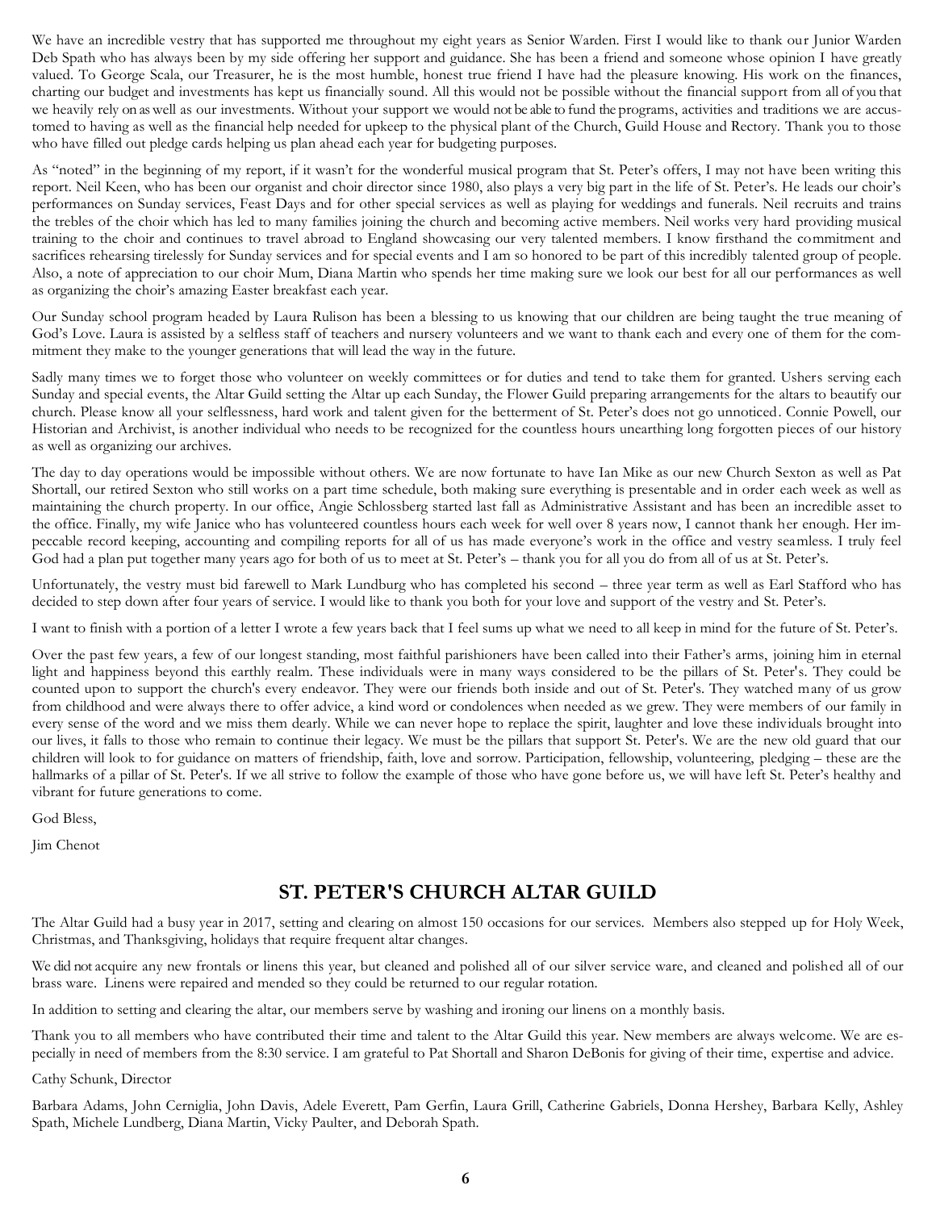We have an incredible vestry that has supported me throughout my eight years as Senior Warden. First I would like to thank our Junior Warden Deb Spath who has always been by my side offering her support and guidance. She has been a friend and someone whose opinion I have greatly valued. To George Scala, our Treasurer, he is the most humble, honest true friend I have had the pleasure knowing. His work on the finances, charting our budget and investments has kept us financially sound. All this would not be possible without the financial support from all of you that we heavily rely on as well as our investments. Without your support we would not be able to fund the programs, activities and traditions we are accustomed to having as well as the financial help needed for upkeep to the physical plant of the Church, Guild House and Rectory. Thank you to those who have filled out pledge cards helping us plan ahead each year for budgeting purposes.

As "noted" in the beginning of my report, if it wasn't for the wonderful musical program that St. Peter's offers, I may not have been writing this report. Neil Keen, who has been our organist and choir director since 1980, also plays a very big part in the life of St. Peter's. He leads our choir's performances on Sunday services, Feast Days and for other special services as well as playing for weddings and funerals. Neil recruits and trains the trebles of the choir which has led to many families joining the church and becoming active members. Neil works very hard providing musical training to the choir and continues to travel abroad to England showcasing our very talented members. I know firsthand the commitment and sacrifices rehearsing tirelessly for Sunday services and for special events and I am so honored to be part of this incredibly talented group of people. Also, a note of appreciation to our choir Mum, Diana Martin who spends her time making sure we look our best for all our performances as well as organizing the choir's amazing Easter breakfast each year.

Our Sunday school program headed by Laura Rulison has been a blessing to us knowing that our children are being taught the true meaning of God's Love. Laura is assisted by a selfless staff of teachers and nursery volunteers and we want to thank each and every one of them for the commitment they make to the younger generations that will lead the way in the future.

Sadly many times we to forget those who volunteer on weekly committees or for duties and tend to take them for granted. Ushers serving each Sunday and special events, the Altar Guild setting the Altar up each Sunday, the Flower Guild preparing arrangements for the altars to beautify our church. Please know all your selflessness, hard work and talent given for the betterment of St. Peter's does not go unnoticed. Connie Powell, our Historian and Archivist, is another individual who needs to be recognized for the countless hours unearthing long forgotten pieces of our history as well as organizing our archives.

The day to day operations would be impossible without others. We are now fortunate to have Ian Mike as our new Church Sexton as well as Pat Shortall, our retired Sexton who still works on a part time schedule, both making sure everything is presentable and in order each week as well as maintaining the church property. In our office, Angie Schlossberg started last fall as Administrative Assistant and has been an incredible asset to the office. Finally, my wife Janice who has volunteered countless hours each week for well over 8 years now, I cannot thank her enough. Her impeccable record keeping, accounting and compiling reports for all of us has made everyone's work in the office and vestry seamless. I truly feel God had a plan put together many years ago for both of us to meet at St. Peter's – thank you for all you do from all of us at St. Peter's.

Unfortunately, the vestry must bid farewell to Mark Lundburg who has completed his second – three year term as well as Earl Stafford who has decided to step down after four years of service. I would like to thank you both for your love and support of the vestry and St. Peter's.

I want to finish with a portion of a letter I wrote a few years back that I feel sums up what we need to all keep in mind for the future of St. Peter's.

Over the past few years, a few of our longest standing, most faithful parishioners have been called into their Father's arms, joining him in eternal light and happiness beyond this earthly realm. These individuals were in many ways considered to be the pillars of St. Peter's. They could be counted upon to support the church's every endeavor. They were our friends both inside and out of St. Peter's. They watched many of us grow from childhood and were always there to offer advice, a kind word or condolences when needed as we grew. They were members of our family in every sense of the word and we miss them dearly. While we can never hope to replace the spirit, laughter and love these individuals brought into our lives, it falls to those who remain to continue their legacy. We must be the pillars that support St. Peter's. We are the new old guard that our children will look to for guidance on matters of friendship, faith, love and sorrow. Participation, fellowship, volunteering, pledging – these are the hallmarks of a pillar of St. Peter's. If we all strive to follow the example of those who have gone before us, we will have left St. Peter's healthy and vibrant for future generations to come.

God Bless,

Jim Chenot

## ST. PETER'S CHURCH ALTAR GUILD

The Altar Guild had a busy year in 2017, setting and clearing on almost 150 occasions for our services. Members also stepped up for Holy Week, Christmas, and Thanksgiving, holidays that require frequent altar changes.

We did not acquire any new frontals or linens this year, but cleaned and polished all of our silver service ware, and cleaned and polished all of our brass ware. Linens were repaired and mended so they could be returned to our regular rotation.

In addition to setting and clearing the altar, our members serve by washing and ironing our linens on a monthly basis.

Thank you to all members who have contributed their time and talent to the Altar Guild this year. New members are always welcome. We are especially in need of members from the 8:30 service. I am grateful to Pat Shortall and Sharon DeBonis for giving of their time, expertise and advice.

Cathy Schunk, Director

Barbara Adams, John Cerniglia, John Davis, Adele Everett, Pam Gerfin, Laura Grill, Catherine Gabriels, Donna Hershey, Barbara Kelly, Ashley Spath, Michele Lundberg, Diana Martin, Vicky Paulter, and Deborah Spath.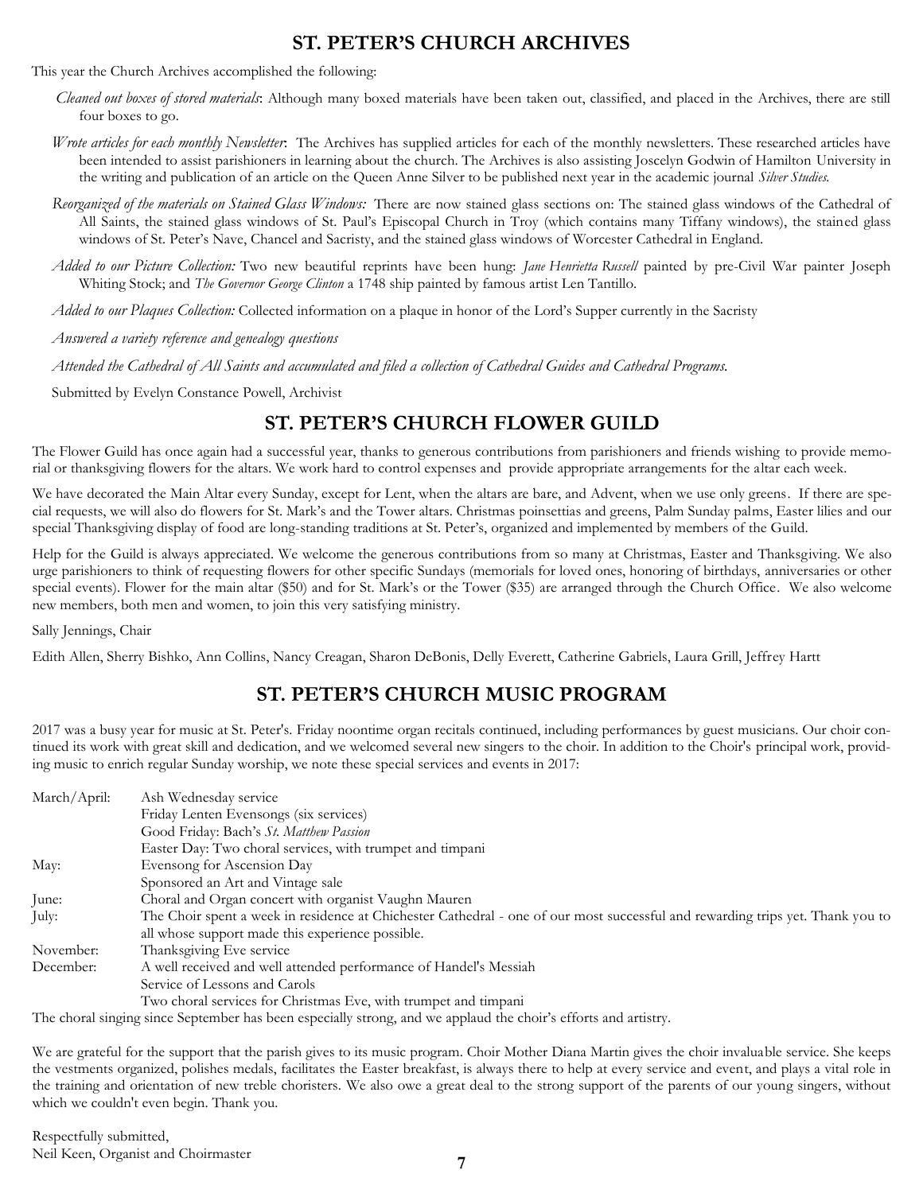## ST. PETER'S CHURCH ARCHIVES

This year the Church Archives accomplished the following:

*Cleaned out boxes of stored materials*: Although many boxed materials have been taken out, classified, and placed in the Archives, there are still four boxes to go.

*Wrote articles for each monthly Newsletter*: The Archives has supplied articles for each of the monthly newsletters. These researched articles have been intended to assist parishioners in learning about the church. The Archives is also assisting Joscelyn Godwin of Hamilton University in the writing and publication of an article on the Queen Anne Silver to be published next year in the academic journal *Silver Studies.*

*Reorganized of the materials on Stained Glass Windows:* There are now stained glass sections on: The stained glass windows of the Cathedral of All Saints, the stained glass windows of St. Paul's Episcopal Church in Troy (which contains many Tiffany windows), the stained glass windows of St. Peter's Nave, Chancel and Sacristy, and the stained glass windows of Worcester Cathedral in England.

*Added to our Picture Collection:* Two new beautiful reprints have been hung: *Jane Henrietta Russell* painted by pre-Civil War painter Joseph Whiting Stock; and *The Governor George Clinton* a 1748 ship painted by famous artist Len Tantillo.

*Added to our Plaques Collection:* Collected information on a plaque in honor of the Lord's Supper currently in the Sacristy

*Answered a variety reference and genealogy questions*

*Attended the Cathedral of All Saints and accumulated and filed a collection of Cathedral Guides and Cathedral Programs.*

Submitted by Evelyn Constance Powell, Archivist

## ST. PETER'S CHURCH FLOWER GUILD

The Flower Guild has once again had a successful year, thanks to generous contributions from parishioners and friends wishing to provide memorial or thanksgiving flowers for the altars. We work hard to control expenses and provide appropriate arrangements for the altar each week.

We have decorated the Main Altar every Sunday, except for Lent, when the altars are bare, and Advent, when we use only greens. If there are special requests, we will also do flowers for St. Mark's and the Tower altars. Christmas poinsettias and greens, Palm Sunday palms, Easter lilies and our special Thanksgiving display of food are long-standing traditions at St. Peter's, organized and implemented by members of the Guild.

Help for the Guild is always appreciated. We welcome the generous contributions from so many at Christmas, Easter and Thanksgiving. We also urge parishioners to think of requesting flowers for other specific Sundays (memorials for loved ones, honoring of birthdays, anniversaries or other special events). Flower for the main altar ($50) and for St. Mark's or the Tower ($35) are arranged through the Church Office. We also welcome new members, both men and women, to join this very satisfying ministry.

Sally Jennings, Chair

Edith Allen, Sherry Bishko, Ann Collins, Nancy Creagan, Sharon DeBonis, Delly Everett, Catherine Gabriels, Laura Grill, Jeffrey Hartt

## ST. PETER'S CHURCH MUSIC PROGRAM

2017 was a busy year for music at St. Peter's. Friday noontime organ recitals continued, including performances by guest musicians. Our choir continued its work with great skill and dedication, and we welcomed several new singers to the choir. In addition to the Choir's principal work, providing music to enrich regular Sunday worship, we note these special services and events in 2017:

| | |
|---|---|
| March/April: | Ash Wednesday service |
| | Friday Lenten Evensongs (six services) |
| | Good Friday: Bach's *St. Matthew Passion* |
| | Easter Day: Two choral services, with trumpet and timpani |
| May: | Evensong for Ascension Day |
| | Sponsored an Art and Vintage sale |
| June: | Choral and Organ concert with organist Vaughn Mauren |
| July: | The Choir spent a week in residence at Chichester Cathedral - one of our most successful and rewarding trips yet. Thank you to all whose support made this experience possible. |
| November: | Thanksgiving Eve service |
| December: | A well received and well attended performance of Handel's Messiah |
| | Service of Lessons and Carols |
| | Two choral services for Christmas Eve, with trumpet and timpani |

The choral singing since September has been especially strong, and we applaud the choir's efforts and artistry.

We are grateful for the support that the parish gives to its music program. Choir Mother Diana Martin gives the choir invaluable service. She keeps the vestments organized, polishes medals, facilitates the Easter breakfast, is always there to help at every service and event, and plays a vital role in the training and orientation of new treble choristers. We also owe a great deal to the strong support of the parents of our young singers, without which we couldn't even begin. Thank you.

Respectfully submitted,
Neil Keen, Organist and Choirmaster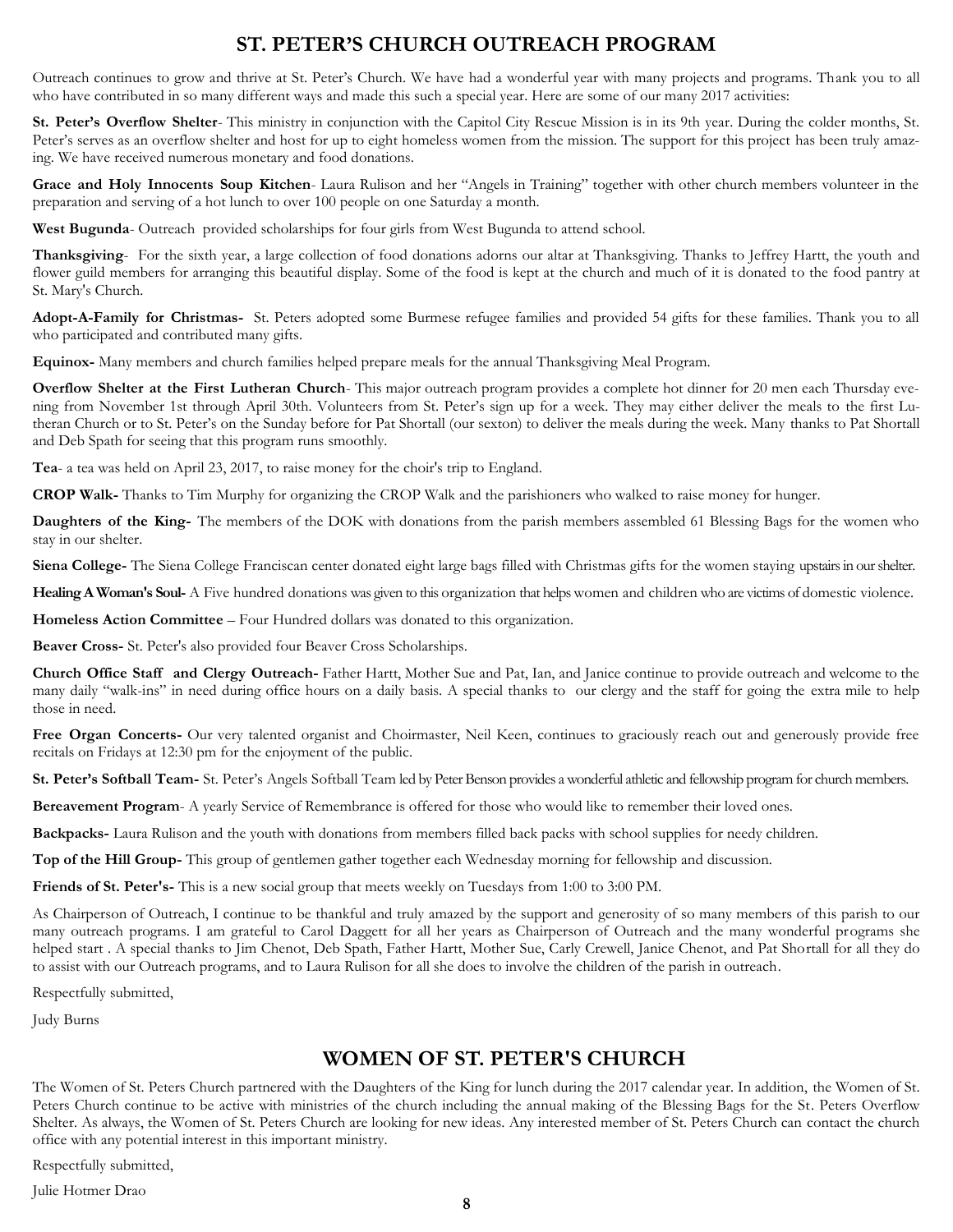## ST. PETER'S CHURCH OUTREACH PROGRAM

Outreach continues to grow and thrive at St. Peter's Church. We have had a wonderful year with many projects and programs. Thank you to all who have contributed in so many different ways and made this such a special year. Here are some of our many 2017 activities:

**St. Peter's Overflow Shelter**- This ministry in conjunction with the Capitol City Rescue Mission is in its 9th year. During the colder months, St. Peter's serves as an overflow shelter and host for up to eight homeless women from the mission. The support for this project has been truly amazing. We have received numerous monetary and food donations.

**Grace and Holy Innocents Soup Kitchen**- Laura Rulison and her "Angels in Training" together with other church members volunteer in the preparation and serving of a hot lunch to over 100 people on one Saturday a month.

**West Bugunda**- Outreach provided scholarships for four girls from West Bugunda to attend school.

**Thanksgiving**- For the sixth year, a large collection of food donations adorns our altar at Thanksgiving. Thanks to Jeffrey Hartt, the youth and flower guild members for arranging this beautiful display. Some of the food is kept at the church and much of it is donated to the food pantry at St. Mary's Church.

**Adopt-A-Family for Christmas-** St. Peters adopted some Burmese refugee families and provided 54 gifts for these families. Thank you to all who participated and contributed many gifts.

**Equinox-** Many members and church families helped prepare meals for the annual Thanksgiving Meal Program.

**Overflow Shelter at the First Lutheran Church**- This major outreach program provides a complete hot dinner for 20 men each Thursday evening from November 1st through April 30th. Volunteers from St. Peter's sign up for a week. They may either deliver the meals to the first Lutheran Church or to St. Peter's on the Sunday before for Pat Shortall (our sexton) to deliver the meals during the week. Many thanks to Pat Shortall and Deb Spath for seeing that this program runs smoothly.

**Tea**- a tea was held on April 23, 2017, to raise money for the choir's trip to England.

**CROP Walk-** Thanks to Tim Murphy for organizing the CROP Walk and the parishioners who walked to raise money for hunger.

**Daughters of the King-** The members of the DOK with donations from the parish members assembled 61 Blessing Bags for the women who stay in our shelter.

**Siena College-** The Siena College Franciscan center donated eight large bags filled with Christmas gifts for the women staying upstairs in our shelter.

**Healing A Woman's Soul-** A Five hundred donations was given to this organization that helps women and children who are victims of domestic violence.

**Homeless Action Committee** – Four Hundred dollars was donated to this organization.

**Beaver Cross-** St. Peter's also provided four Beaver Cross Scholarships.

**Church Office Staff and Clergy Outreach-** Father Hartt, Mother Sue and Pat, Ian, and Janice continue to provide outreach and welcome to the many daily "walk-ins" in need during office hours on a daily basis. A special thanks to our clergy and the staff for going the extra mile to help those in need.

**Free Organ Concerts-** Our very talented organist and Choirmaster, Neil Keen, continues to graciously reach out and generously provide free recitals on Fridays at 12:30 pm for the enjoyment of the public.

**St. Peter's Softball Team-** St. Peter's Angels Softball Team led by Peter Benson provides a wonderful athletic and fellowship program for church members.

**Bereavement Program**- A yearly Service of Remembrance is offered for those who would like to remember their loved ones.

**Backpacks-** Laura Rulison and the youth with donations from members filled back packs with school supplies for needy children.

**Top of the Hill Group-** This group of gentlemen gather together each Wednesday morning for fellowship and discussion.

**Friends of St. Peter's-** This is a new social group that meets weekly on Tuesdays from 1:00 to 3:00 PM.

As Chairperson of Outreach, I continue to be thankful and truly amazed by the support and generosity of so many members of this parish to our many outreach programs. I am grateful to Carol Daggett for all her years as Chairperson of Outreach and the many wonderful programs she helped start . A special thanks to Jim Chenot, Deb Spath, Father Hartt, Mother Sue, Carly Crewell, Janice Chenot, and Pat Shortall for all they do to assist with our Outreach programs, and to Laura Rulison for all she does to involve the children of the parish in outreach.

Respectfully submitted,

Judy Burns

## WOMEN OF ST. PETER'S CHURCH

The Women of St. Peters Church partnered with the Daughters of the King for lunch during the 2017 calendar year. In addition, the Women of St. Peters Church continue to be active with ministries of the church including the annual making of the Blessing Bags for the St. Peters Overflow Shelter. As always, the Women of St. Peters Church are looking for new ideas. Any interested member of St. Peters Church can contact the church office with any potential interest in this important ministry.

Respectfully submitted,

Julie Hotmer Drao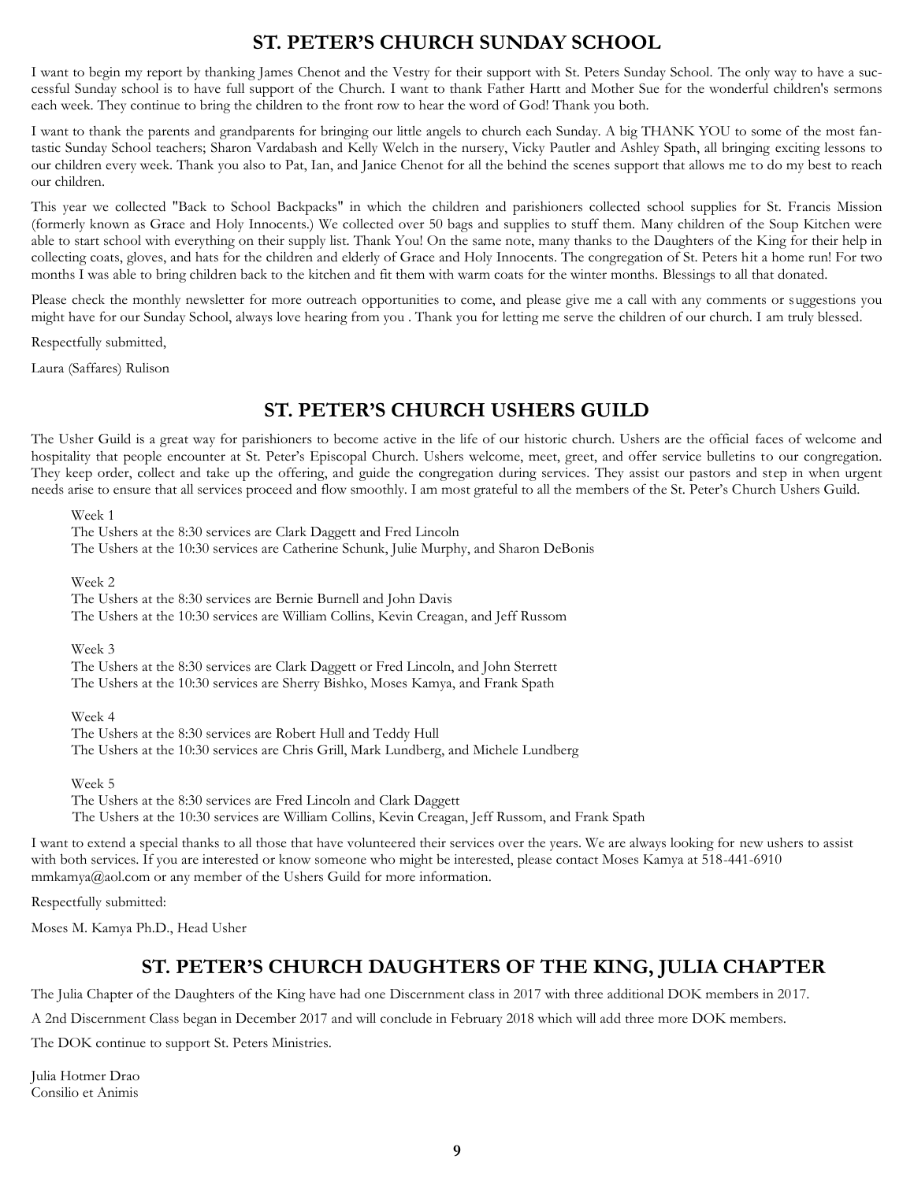## ST. PETER'S CHURCH SUNDAY SCHOOL

I want to begin my report by thanking James Chenot and the Vestry for their support with St. Peters Sunday School. The only way to have a successful Sunday school is to have full support of the Church. I want to thank Father Hartt and Mother Sue for the wonderful children's sermons each week. They continue to bring the children to the front row to hear the word of God! Thank you both.

I want to thank the parents and grandparents for bringing our little angels to church each Sunday. A big THANK YOU to some of the most fantastic Sunday School teachers; Sharon Vardabash and Kelly Welch in the nursery, Vicky Pautler and Ashley Spath, all bringing exciting lessons to our children every week. Thank you also to Pat, Ian, and Janice Chenot for all the behind the scenes support that allows me to do my best to reach our children.

This year we collected "Back to School Backpacks" in which the children and parishioners collected school supplies for St. Francis Mission (formerly known as Grace and Holy Innocents.) We collected over 50 bags and supplies to stuff them. Many children of the Soup Kitchen were able to start school with everything on their supply list. Thank You! On the same note, many thanks to the Daughters of the King for their help in collecting coats, gloves, and hats for the children and elderly of Grace and Holy Innocents. The congregation of St. Peters hit a home run! For two months I was able to bring children back to the kitchen and fit them with warm coats for the winter months. Blessings to all that donated.

Please check the monthly newsletter for more outreach opportunities to come, and please give me a call with any comments or suggestions you might have for our Sunday School, always love hearing from you . Thank you for letting me serve the children of our church. I am truly blessed.

Respectfully submitted,

Laura (Saffares) Rulison

## ST. PETER'S CHURCH USHERS GUILD

The Usher Guild is a great way for parishioners to become active in the life of our historic church. Ushers are the official faces of welcome and hospitality that people encounter at St. Peter's Episcopal Church. Ushers welcome, meet, greet, and offer service bulletins to our congregation. They keep order, collect and take up the offering, and guide the congregation during services. They assist our pastors and step in when urgent needs arise to ensure that all services proceed and flow smoothly. I am most grateful to all the members of the St. Peter's Church Ushers Guild.

Week 1
The Ushers at the 8:30 services are Clark Daggett and Fred Lincoln
The Ushers at the 10:30 services are Catherine Schunk, Julie Murphy, and Sharon DeBonis

Week 2
The Ushers at the 8:30 services are Bernie Burnell and John Davis
The Ushers at the 10:30 services are William Collins, Kevin Creagan, and Jeff Russom

Week 3
The Ushers at the 8:30 services are Clark Daggett or Fred Lincoln, and John Sterrett
The Ushers at the 10:30 services are Sherry Bishko, Moses Kamya, and Frank Spath

Week 4
The Ushers at the 8:30 services are Robert Hull and Teddy Hull
The Ushers at the 10:30 services are Chris Grill, Mark Lundberg, and Michele Lundberg

Week 5
The Ushers at the 8:30 services are Fred Lincoln and Clark Daggett
The Ushers at the 10:30 services are William Collins, Kevin Creagan, Jeff Russom, and Frank Spath

I want to extend a special thanks to all those that have volunteered their services over the years. We are always looking for new ushers to assist with both services. If you are interested or know someone who might be interested, please contact Moses Kamya at 518-441-6910 mmkamya@aol.com or any member of the Ushers Guild for more information.

Respectfully submitted:

Moses M. Kamya Ph.D., Head Usher

## ST. PETER'S CHURCH DAUGHTERS OF THE KING, JULIA CHAPTER

The Julia Chapter of the Daughters of the King have had one Discernment class in 2017 with three additional DOK members in 2017.

A 2nd Discernment Class began in December 2017 and will conclude in February 2018 which will add three more DOK members.

The DOK continue to support St. Peters Ministries.

Julia Hotmer Drao
Consilio et Animis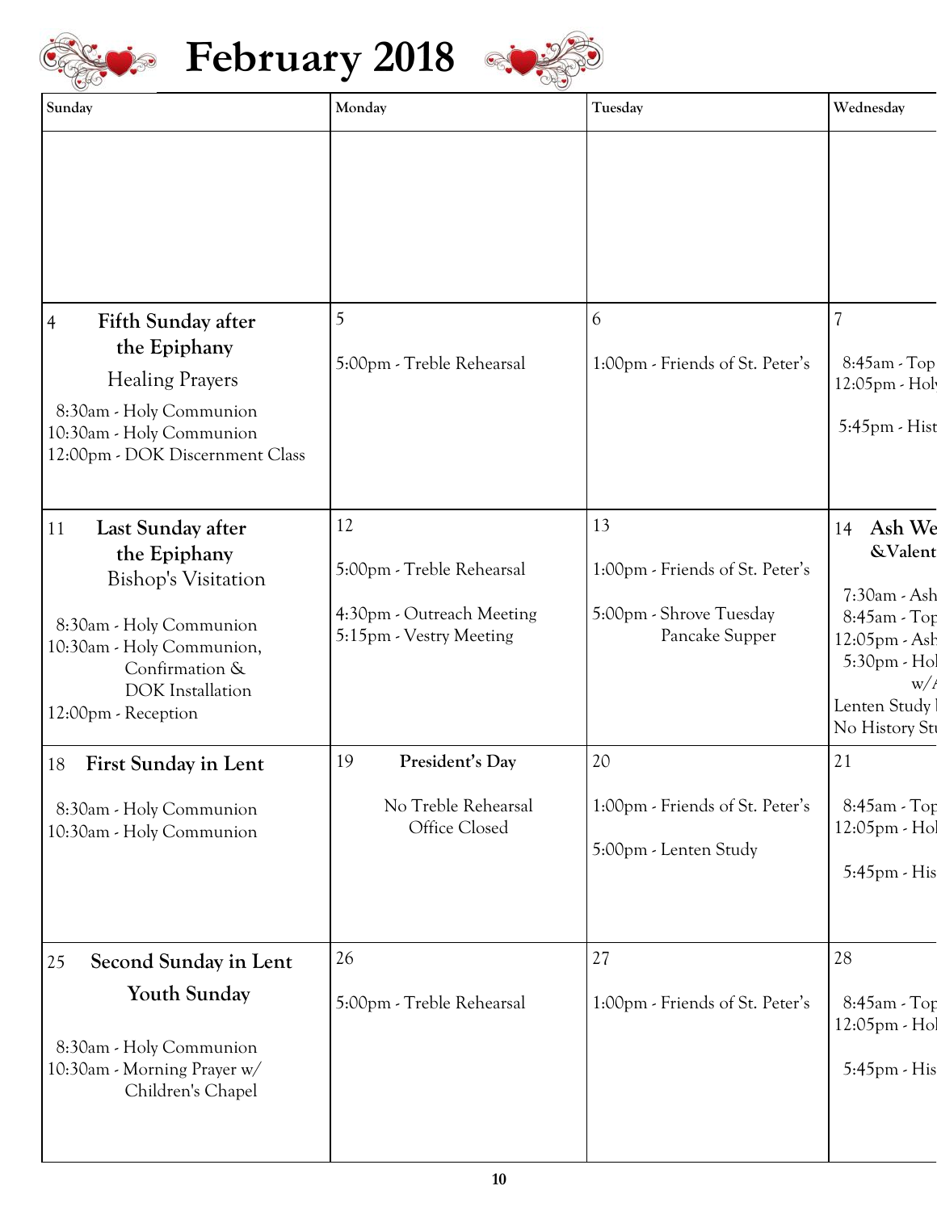# February 2018

| Sunday | Monday | Tuesday | Wednesday |
|---|---|---|---|
| | | | |
| 4 **Fifth Sunday after the Epiphany** Healing Prayers<br>8:30am - Holy Communion<br>10:30am - Holy Communion<br>12:00pm - DOK Discernment Class | 5<br>5:00pm - Treble Rehearsal | 6<br>1:00pm - Friends of St. Peter's | 7<br>8:45am - Top<br>12:05pm - Hol<br>5:45pm - Hist |
| 11 **Last Sunday after the Epiphany** Bishop's Visitation<br>8:30am - Holy Communion<br>10:30am - Holy Communion, Confirmation & DOK Installation<br>12:00pm - Reception | 12<br>5:00pm - Treble Rehearsal<br>4:30pm - Outreach Meeting<br>5:15pm - Vestry Meeting | 13<br>1:00pm - Friends of St. Peter's<br>5:00pm - Shrove Tuesday Pancake Supper | 14 **Ash We &Valent**<br>7:30am - Ash<br>8:45am - Top<br>12:05pm - Ash<br>5:30pm - Hol w/A<br>Lenten Study<br>No History St |
| 18 **First Sunday in Lent**<br>8:30am - Holy Communion<br>10:30am - Holy Communion | 19 **President's Day**<br>No Treble Rehearsal<br>Office Closed | 20<br>1:00pm - Friends of St. Peter's<br>5:00pm - Lenten Study | 21<br>8:45am - Top<br>12:05pm - Hol<br>5:45pm - His |
| 25 **Second Sunday in Lent** **Youth Sunday**<br>8:30am - Holy Communion<br>10:30am - Morning Prayer w/ Children's Chapel | 26<br>5:00pm - Treble Rehearsal | 27<br>1:00pm - Friends of St. Peter's | 28<br>8:45am - Top<br>12:05pm - Hol<br>5:45pm - His |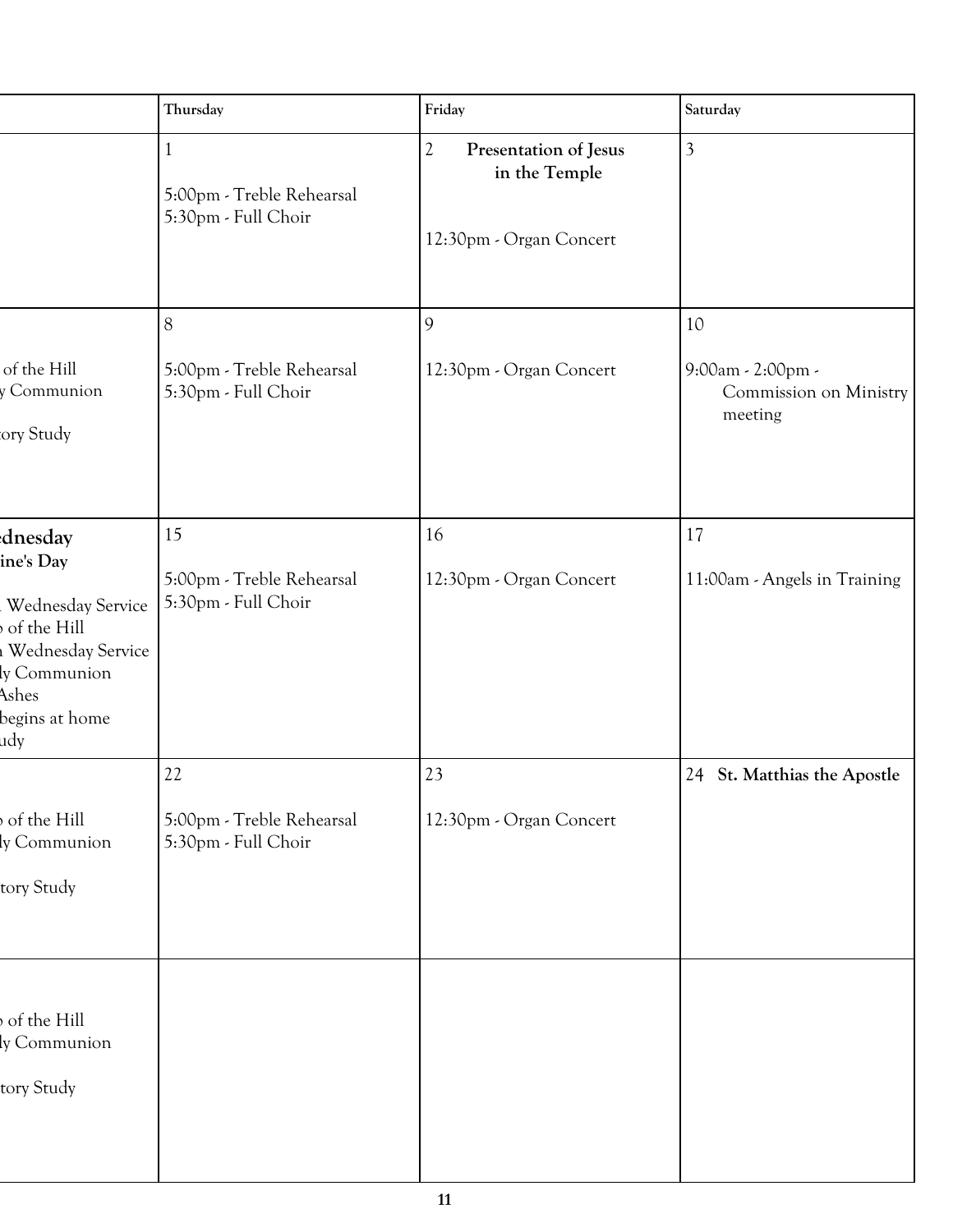| | Thursday | Friday | Saturday |
|---|---|---|---|
| | 1<br><br>5:00pm - Treble Rehearsal<br>5:30pm - Full Choir | 2 **Presentation of Jesus in the Temple**<br><br>12:30pm - Organ Concert | 3 |
| of the Hill<br>y Communion<br><br>tory Study | 8<br><br>5:00pm - Treble Rehearsal<br>5:30pm - Full Choir | 9<br><br>12:30pm - Organ Concert | 10<br><br>9:00am - 2:00pm - Commission on Ministry meeting |
| **dnesday**<br>**ine's Day**<br><br>Wednesday Service<br>of the Hill<br>Wednesday Service<br>ly Communion<br>Ashes<br>begins at home<br>udy | 15<br><br>5:00pm - Treble Rehearsal<br>5:30pm - Full Choir | 16<br><br>12:30pm - Organ Concert | 17<br><br>11:00am - Angels in Training |
| of the Hill<br>ly Communion<br><br>tory Study | 22<br><br>5:00pm - Treble Rehearsal<br>5:30pm - Full Choir | 23<br><br>12:30pm - Organ Concert | 24 **St. Matthias the Apostle** |
| of the Hill<br>ly Communion<br><br>tory Study | | | |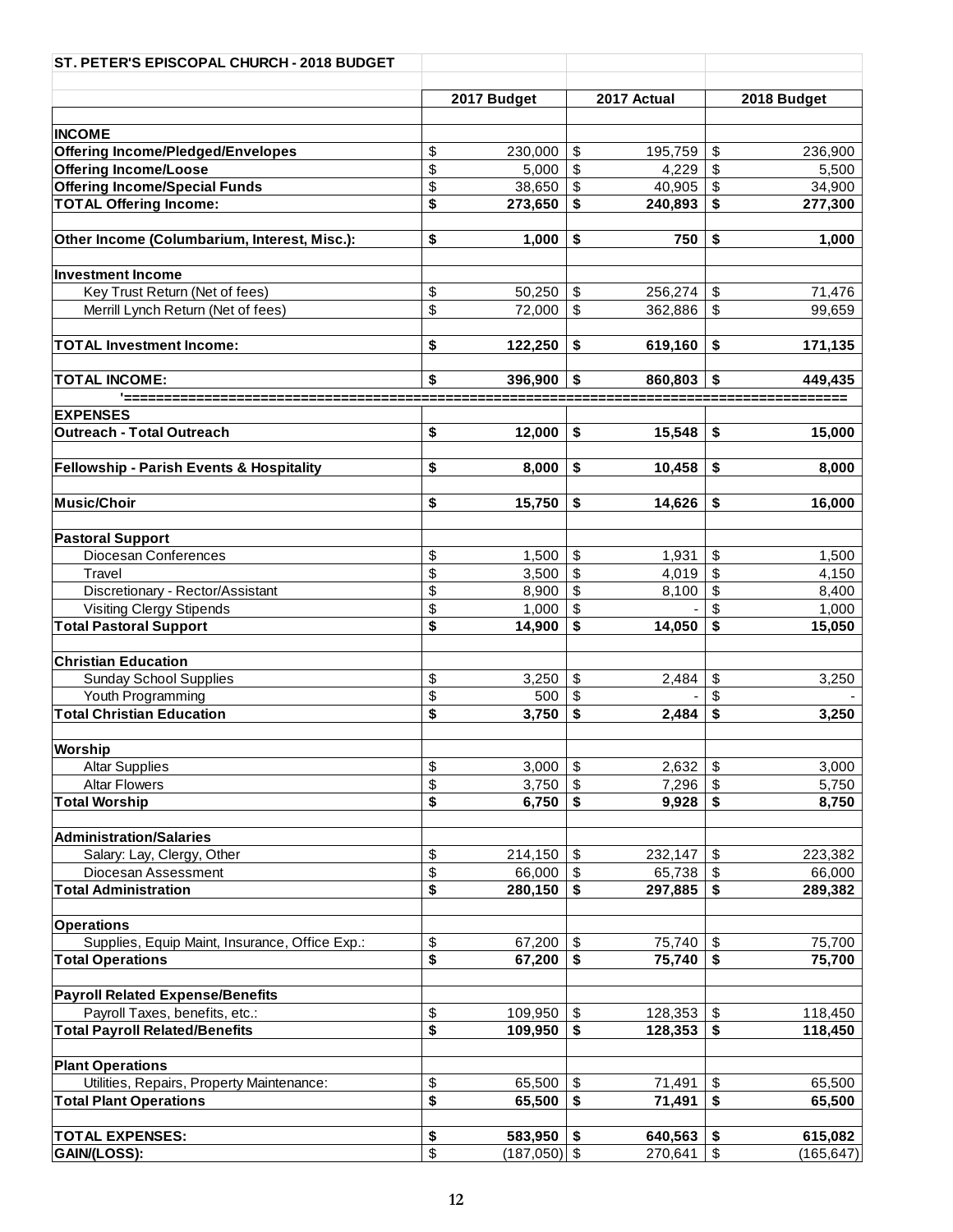| ST. PETER'S EPISCOPAL CHURCH - 2018 BUDGET | | | |
|---|---|---|---|
| | **2017 Budget** | **2017 Actual** | **2018 Budget** |
| **INCOME** | | | |
| **Offering Income/Pledged/Envelopes** | $ 230,000 | $ 195,759 | $ 236,900 |
| **Offering Income/Loose** | $ 5,000 | $ 4,229 | $ 5,500 |
| **Offering Income/Special Funds** | $ 38,650 | $ 40,905 | $ 34,900 |
| **TOTAL Offering Income:** | **$ 273,650** | **$ 240,893** | **$ 277,300** |
| | | | |
| **Other Income (Columbarium, Interest, Misc.):** | **$ 1,000** | **$ 750** | **$ 1,000** |
| | | | |
| **Investment Income** | | | |
| Key Trust Return (Net of fees) | $ 50,250 | $ 256,274 | $ 71,476 |
| Merrill Lynch Return (Net of fees) | $ 72,000 | $ 362,886 | $ 99,659 |
| | | | |
| **TOTAL Investment Income:** | **$ 122,250** | **$ 619,160** | **$ 171,135** |
| | | | |
| **TOTAL INCOME:** | **$ 396,900** | **$ 860,803** | **$ 449,435** |
| **EXPENSES** | | | |
| **Outreach - Total Outreach** | **$ 12,000** | **$ 15,548** | **$ 15,000** |
| | | | |
| **Fellowship - Parish Events & Hospitality** | **$ 8,000** | **$ 10,458** | **$ 8,000** |
| | | | |
| **Music/Choir** | **$ 15,750** | **$ 14,626** | **$ 16,000** |
| | | | |
| **Pastoral Support** | | | |
| Diocesan Conferences | $ 1,500 | $ 1,931 | $ 1,500 |
| Travel | $ 3,500 | $ 4,019 | $ 4,150 |
| Discretionary - Rector/Assistant | $ 8,900 | $ 8,100 | $ 8,400 |
| Visiting Clergy Stipends | $ 1,000 | $ - | $ 1,000 |
| **Total Pastoral Support** | **$ 14,900** | **$ 14,050** | **$ 15,050** |
| | | | |
| **Christian Education** | | | |
| Sunday School Supplies | $ 3,250 | $ 2,484 | $ 3,250 |
| Youth Programming | $ 500 | $ - | $ - |
| **Total Christian Education** | **$ 3,750** | **$ 2,484** | **$ 3,250** |
| | | | |
| **Worship** | | | |
| Altar Supplies | $ 3,000 | $ 2,632 | $ 3,000 |
| Altar Flowers | $ 3,750 | $ 7,296 | $ 5,750 |
| **Total Worship** | **$ 6,750** | **$ 9,928** | **$ 8,750** |
| | | | |
| **Administration/Salaries** | | | |
| Salary: Lay, Clergy, Other | $ 214,150 | $ 232,147 | $ 223,382 |
| Diocesan Assessment | $ 66,000 | $ 65,738 | $ 66,000 |
| **Total Administration** | **$ 280,150** | **$ 297,885** | **$ 289,382** |
| | | | |
| **Operations** | | | |
| Supplies, Equip Maint, Insurance, Office Exp.: | $ 67,200 | $ 75,740 | $ 75,700 |
| **Total Operations** | **$ 67,200** | **$ 75,740** | **$ 75,700** |
| | | | |
| **Payroll Related Expense/Benefits** | | | |
| Payroll Taxes, benefits, etc.: | $ 109,950 | $ 128,353 | $ 118,450 |
| **Total Payroll Related/Benefits** | **$ 109,950** | **$ 128,353** | **$ 118,450** |
| | | | |
| **Plant Operations** | | | |
| Utilities, Repairs, Property Maintenance: | $ 65,500 | $ 71,491 | $ 65,500 |
| **Total Plant Operations** | **$ 65,500** | **$ 71,491** | **$ 65,500** |
| | | | |
| **TOTAL EXPENSES:** | **$ 583,950** | **$ 640,563** | **$ 615,082** |
| **GAIN/(LOSS):** | $ (187,050) | $ 270,641 | $ (165,647) |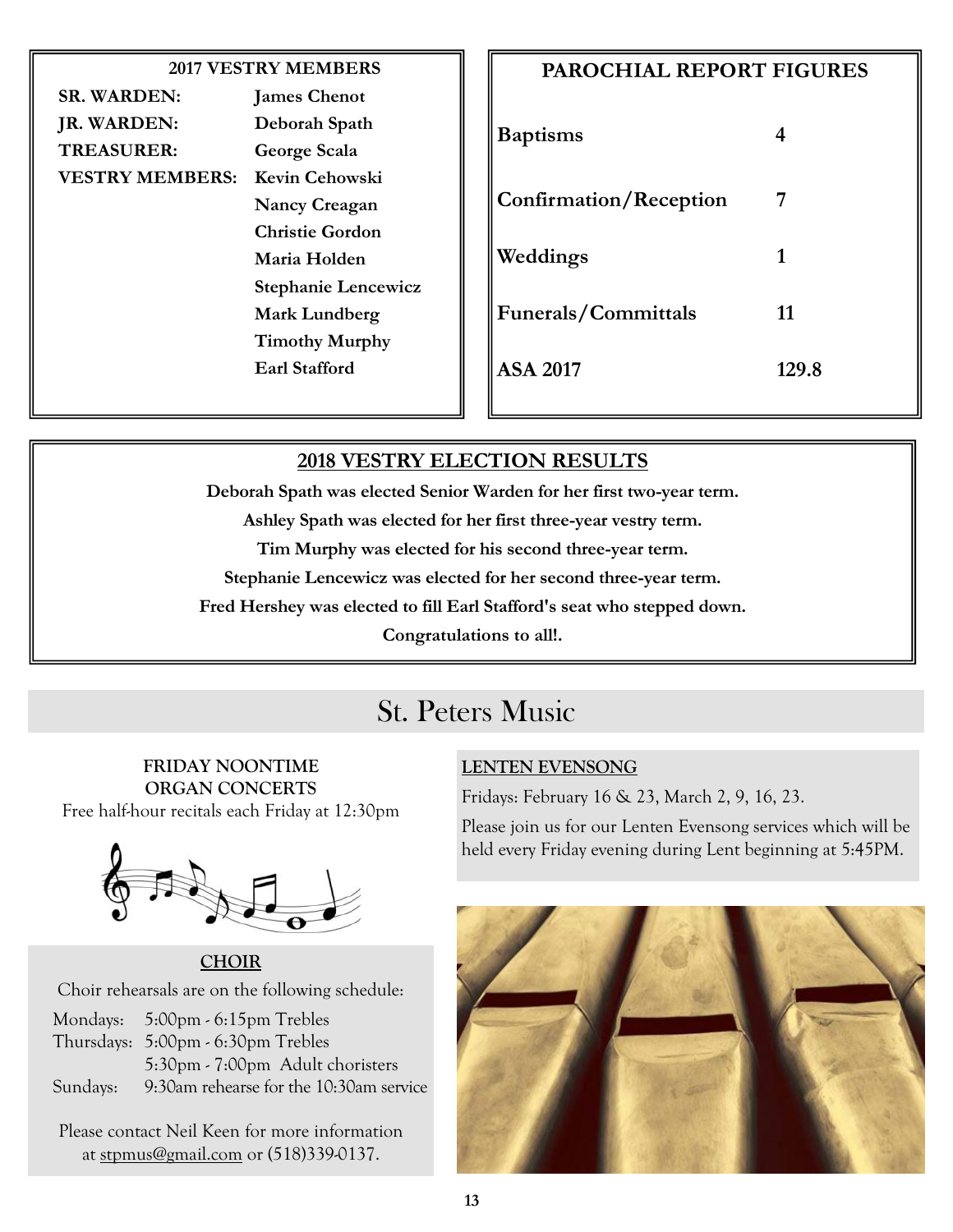## 2017 VESTRY MEMBERS

| | |
|---|---|
| SR. WARDEN: | James Chenot |
| JR. WARDEN: | Deborah Spath |
| TREASURER: | George Scala |
| VESTRY MEMBERS: | Kevin Cehowski |
| | Nancy Creagan |
| | Christie Gordon |
| | Maria Holden |
| | Stephanie Lencewicz |
| | Mark Lundberg |
| | Timothy Murphy |
| | Earl Stafford |

## PAROCHIAL REPORT FIGURES

| | |
|---|---|
| Baptisms | 4 |
| Confirmation/Reception | 7 |
| Weddings | 1 |
| Funerals/Committals | 11 |
| ASA 2017 | 129.8 |

## 2018 VESTRY ELECTION RESULTS

**Deborah Spath was elected Senior Warden for her first two-year term.**

**Ashley Spath was elected for her first three-year vestry term.**

**Tim Murphy was elected for his second three-year term.**

**Stephanie Lencewicz was elected for her second three-year term.**

**Fred Hershey was elected to fill Earl Stafford's seat who stepped down.**

**Congratulations to all!.**

# St. Peters Music

### FRIDAY NOONTIME ORGAN CONCERTS

Free half-hour recitals each Friday at 12:30pm

### CHOIR

Choir rehearsals are on the following schedule:

| | |
|---|---|
| Mondays: | 5:00pm - 6:15pm Trebles |
| Thursdays: | 5:00pm - 6:30pm Trebles |
| | 5:30pm - 7:00pm Adult choristers |
| Sundays: | 9:30am rehearse for the 10:30am service |

Please contact Neil Keen for more information at stpmus@gmail.com or (518)339-0137.

### LENTEN EVENSONG

Fridays: February 16 & 23, March 2, 9, 16, 23.

Please join us for our Lenten Evensong services which will be held every Friday evening during Lent beginning at 5:45PM.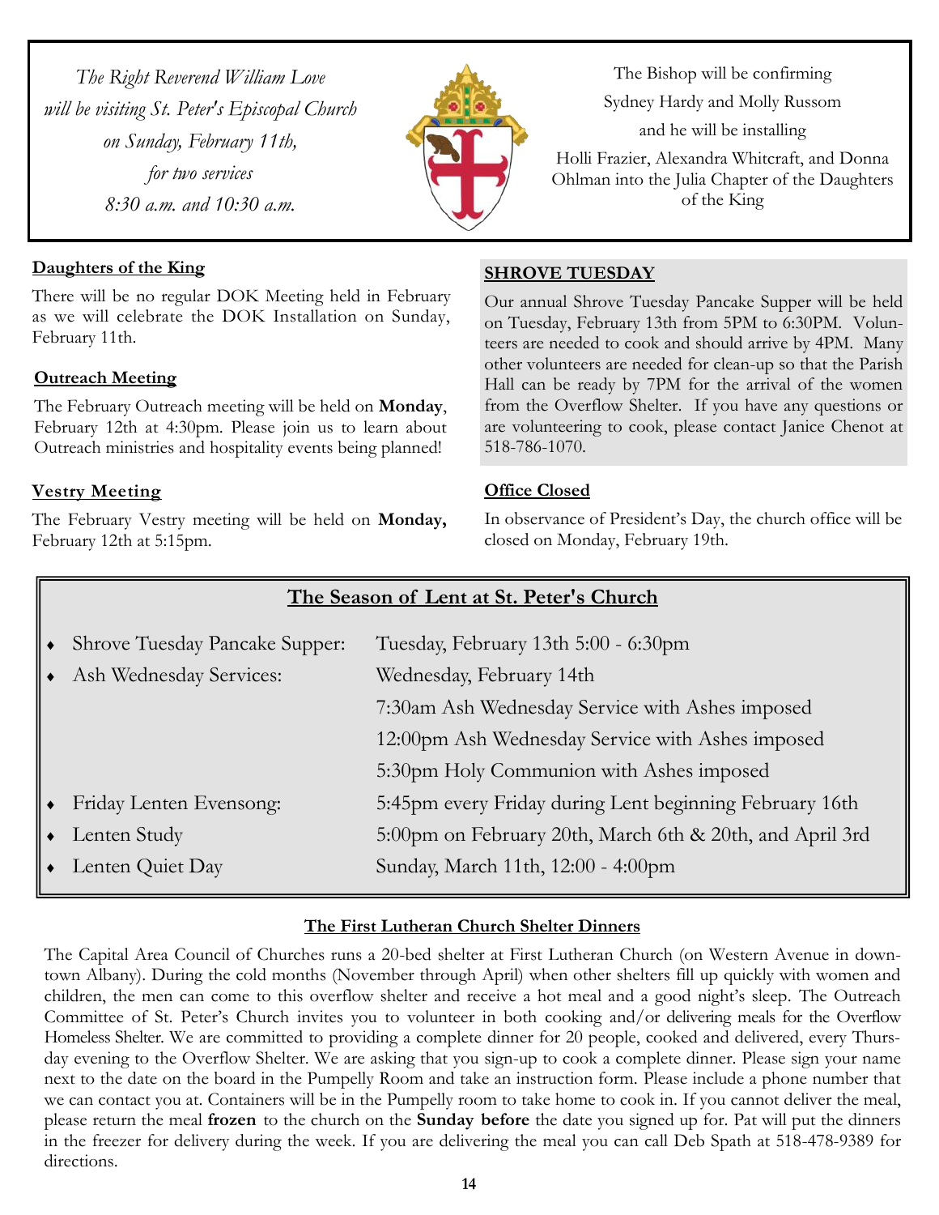*The Right Reverend William Love will be visiting St. Peter's Episcopal Church on Sunday, February 11th, for two services 8:30 a.m. and 10:30 a.m.*

The Bishop will be confirming Sydney Hardy and Molly Russom and he will be installing Holli Frazier, Alexandra Whitcraft, and Donna Ohlman into the Julia Chapter of the Daughters of the King

**Daughters of the King**

There will be no regular DOK Meeting held in February as we will celebrate the DOK Installation on Sunday, February 11th.

**Outreach Meeting**

The February Outreach meeting will be held on **Monday**, February 12th at 4:30pm. Please join us to learn about Outreach ministries and hospitality events being planned!

**Vestry Meeting**

The February Vestry meeting will be held on **Monday,** February 12th at 5:15pm.

**SHROVE TUESDAY**

Our annual Shrove Tuesday Pancake Supper will be held on Tuesday, February 13th from 5PM to 6:30PM. Volunteers are needed to cook and should arrive by 4PM. Many other volunteers are needed for clean-up so that the Parish Hall can be ready by 7PM for the arrival of the women from the Overflow Shelter. If you have any questions or are volunteering to cook, please contact Janice Chenot at 518-786-1070.

**Office Closed**

In observance of President's Day, the church office will be closed on Monday, February 19th.

## The Season of Lent at St. Peter's Church

| | |
|---|---|
| ♦ Shrove Tuesday Pancake Supper: | Tuesday, February 13th 5:00 - 6:30pm |
| ♦ Ash Wednesday Services: | Wednesday, February 14th |
| | 7:30am Ash Wednesday Service with Ashes imposed |
| | 12:00pm Ash Wednesday Service with Ashes imposed |
| | 5:30pm Holy Communion with Ashes imposed |
| ♦ Friday Lenten Evensong: | 5:45pm every Friday during Lent beginning February 16th |
| ♦ Lenten Study | 5:00pm on February 20th, March 6th & 20th, and April 3rd |
| ♦ Lenten Quiet Day | Sunday, March 11th, 12:00 - 4:00pm |

**The First Lutheran Church Shelter Dinners**

The Capital Area Council of Churches runs a 20-bed shelter at First Lutheran Church (on Western Avenue in downtown Albany). During the cold months (November through April) when other shelters fill up quickly with women and children, the men can come to this overflow shelter and receive a hot meal and a good night's sleep. The Outreach Committee of St. Peter's Church invites you to volunteer in both cooking and/or delivering meals for the Overflow Homeless Shelter. We are committed to providing a complete dinner for 20 people, cooked and delivered, every Thursday evening to the Overflow Shelter. We are asking that you sign-up to cook a complete dinner. Please sign your name next to the date on the board in the Pumpelly Room and take an instruction form. Please include a phone number that we can contact you at. Containers will be in the Pumpelly room to take home to cook in. If you cannot deliver the meal, please return the meal **frozen** to the church on the **Sunday before** the date you signed up for. Pat will put the dinners in the freezer for delivery during the week. If you are delivering the meal you can call Deb Spath at 518-478-9389 for directions.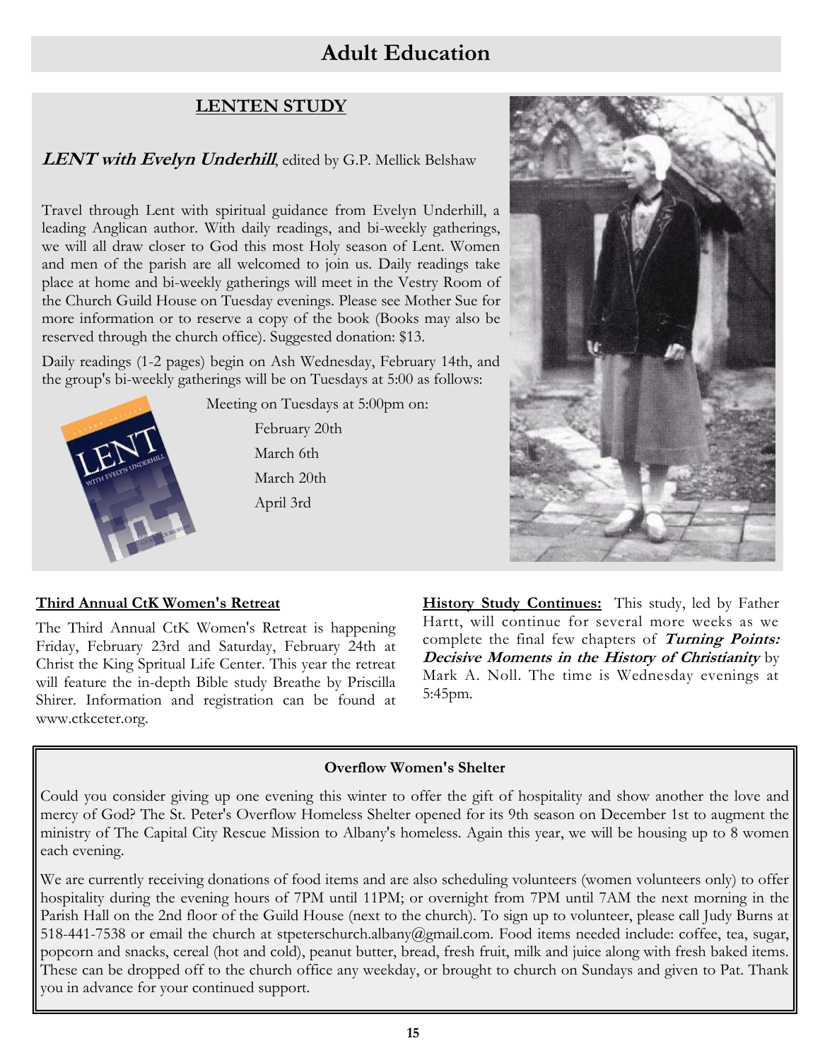# Adult Education

## LENTEN STUDY

***LENT with Evelyn Underhill***, edited by G.P. Mellick Belshaw

Travel through Lent with spiritual guidance from Evelyn Underhill, a leading Anglican author. With daily readings, and bi-weekly gatherings, we will all draw closer to God this most Holy season of Lent. Women and men of the parish are all welcomed to join us. Daily readings take place at home and bi-weekly gatherings will meet in the Vestry Room of the Church Guild House on Tuesday evenings. Please see Mother Sue for more information or to reserve a copy of the book (Books may also be reserved through the church office). Suggested donation: $13.

Daily readings (1-2 pages) begin on Ash Wednesday, February 14th, and the group's bi-weekly gatherings will be on Tuesdays at 5:00 as follows:

Meeting on Tuesdays at 5:00pm on:

- February 20th
- March 6th
- March 20th
- April 3rd

**Third Annual CtK Women's Retreat**

The Third Annual CtK Women's Retreat is happening Friday, February 23rd and Saturday, February 24th at Christ the King Spritual Life Center. This year the retreat will feature the in-depth Bible study Breathe by Priscilla Shirer. Information and registration can be found at www.ctkceter.org.

**History Study Continues:** This study, led by Father Hartt, will continue for several more weeks as we complete the final few chapters of ***Turning Points: Decisive Moments in the History of Christianity*** by Mark A. Noll. The time is Wednesday evenings at 5:45pm.

**Overflow Women's Shelter**

Could you consider giving up one evening this winter to offer the gift of hospitality and show another the love and mercy of God? The St. Peter's Overflow Homeless Shelter opened for its 9th season on December 1st to augment the ministry of The Capital City Rescue Mission to Albany's homeless. Again this year, we will be housing up to 8 women each evening.

We are currently receiving donations of food items and are also scheduling volunteers (women volunteers only) to offer hospitality during the evening hours of 7PM until 11PM; or overnight from 7PM until 7AM the next morning in the Parish Hall on the 2nd floor of the Guild House (next to the church). To sign up to volunteer, please call Judy Burns at 518-441-7538 or email the church at stpeterschurch.albany@gmail.com. Food items needed include: coffee, tea, sugar, popcorn and snacks, cereal (hot and cold), peanut butter, bread, fresh fruit, milk and juice along with fresh baked items. These can be dropped off to the church office any weekday, or brought to church on Sundays and given to Pat. Thank you in advance for your continued support.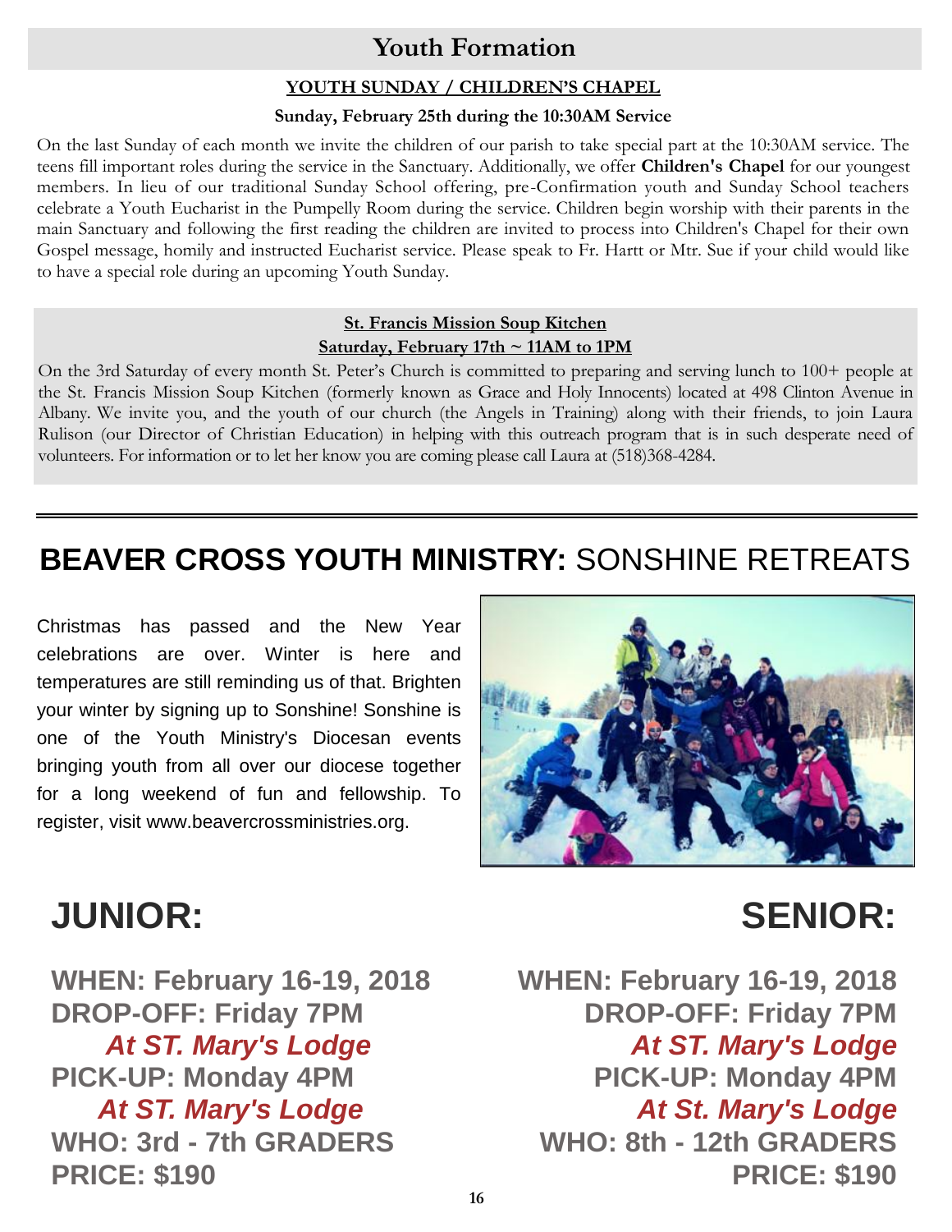## Youth Formation

**YOUTH SUNDAY / CHILDREN'S CHAPEL**

**Sunday, February 25th during the 10:30AM Service**

On the last Sunday of each month we invite the children of our parish to take special part at the 10:30AM service. The teens fill important roles during the service in the Sanctuary. Additionally, we offer **Children's Chapel** for our youngest members. In lieu of our traditional Sunday School offering, pre-Confirmation youth and Sunday School teachers celebrate a Youth Eucharist in the Pumpelly Room during the service. Children begin worship with their parents in the main Sanctuary and following the first reading the children are invited to process into Children's Chapel for their own Gospel message, homily and instructed Eucharist service. Please speak to Fr. Hartt or Mtr. Sue if your child would like to have a special role during an upcoming Youth Sunday.

**St. Francis Mission Soup Kitchen**

**Saturday, February 17th ~ 11AM to 1PM**

On the 3rd Saturday of every month St. Peter's Church is committed to preparing and serving lunch to 100+ people at the St. Francis Mission Soup Kitchen (formerly known as Grace and Holy Innocents) located at 498 Clinton Avenue in Albany. We invite you, and the youth of our church (the Angels in Training) along with their friends, to join Laura Rulison (our Director of Christian Education) in helping with this outreach program that is in such desperate need of volunteers. For information or to let her know you are coming please call Laura at (518)368-4284.

---

## **BEAVER CROSS YOUTH MINISTRY:** SONSHINE RETREATS

Christmas has passed and the New Year celebrations are over. Winter is here and temperatures are still reminding us of that. Brighten your winter by signing up to Sonshine! Sonshine is one of the Youth Ministry's Diocesan events bringing youth from all over our diocese together for a long weekend of fun and fellowship. To register, visit www.beavercrossministries.org.

### JUNIOR:

**WHEN: February 16-19, 2018**
**DROP-OFF: Friday 7PM**
***At ST. Mary's Lodge***
**PICK-UP: Monday 4PM**
***At ST. Mary's Lodge***
**WHO: 3rd - 7th GRADERS**
**PRICE: $190**

### SENIOR:

**WHEN: February 16-19, 2018**
**DROP-OFF: Friday 7PM**
***At ST. Mary's Lodge***
**PICK-UP: Monday 4PM**
***At St. Mary's Lodge***
**WHO: 8th - 12th GRADERS**
**PRICE: $190**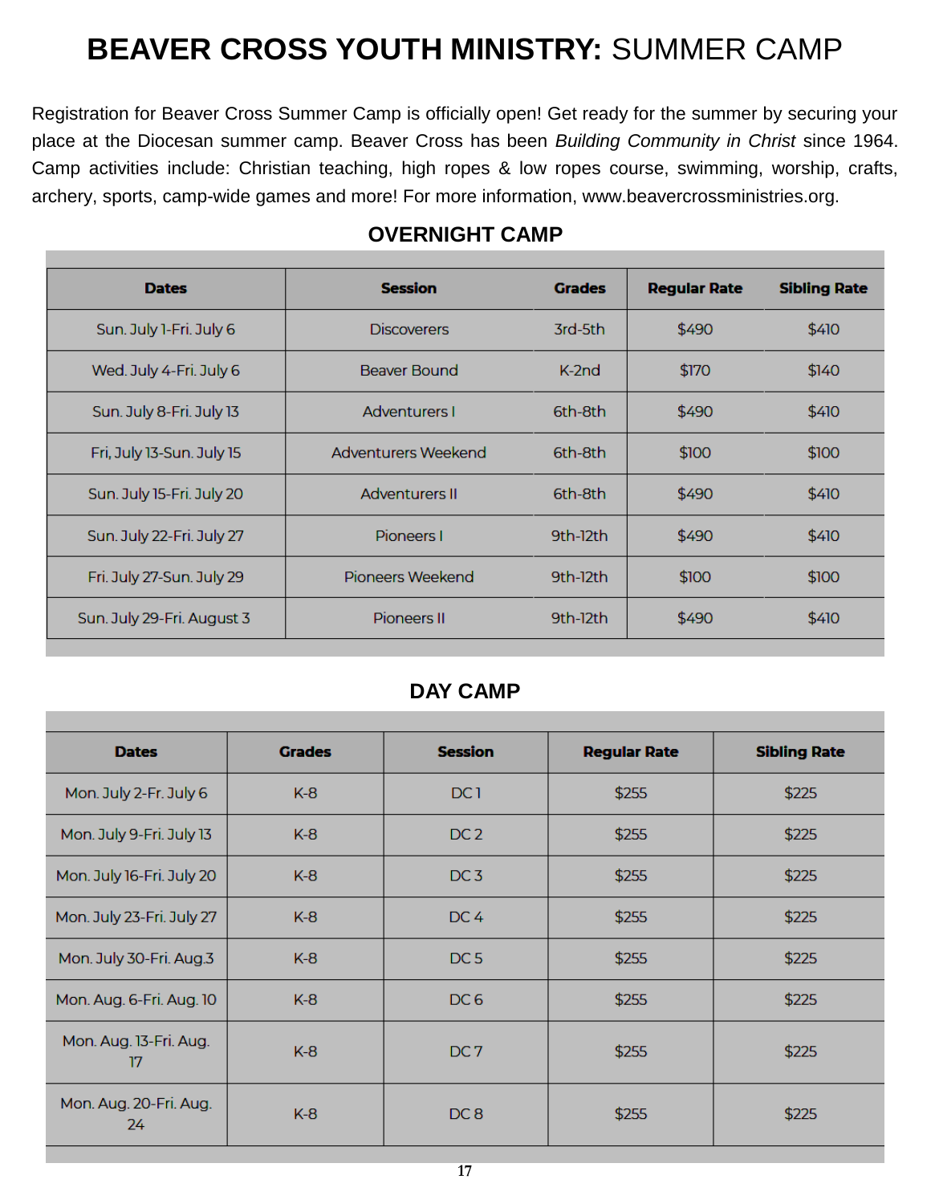# **BEAVER CROSS YOUTH MINISTRY:** SUMMER CAMP

Registration for Beaver Cross Summer Camp is officially open! Get ready for the summer by securing your place at the Diocesan summer camp. Beaver Cross has been *Building Community in Christ* since 1964. Camp activities include: Christian teaching, high ropes & low ropes course, swimming, worship, crafts, archery, sports, camp-wide games and more! For more information, www.beavercrossministries.org.

## OVERNIGHT CAMP

| Dates | Session | Grades | Regular Rate | Sibling Rate |
|---|---|---|---|---|
| Sun. July 1-Fri. July 6 | Discoverers | 3rd-5th | $490 | $410 |
| Wed. July 4-Fri. July 6 | Beaver Bound | K-2nd | $170 | $140 |
| Sun. July 8-Fri. July 13 | Adventurers I | 6th-8th | $490 | $410 |
| Fri, July 13-Sun. July 15 | Adventurers Weekend | 6th-8th | $100 | $100 |
| Sun. July 15-Fri. July 20 | Adventurers II | 6th-8th | $490 | $410 |
| Sun. July 22-Fri. July 27 | Pioneers I | 9th-12th | $490 | $410 |
| Fri. July 27-Sun. July 29 | Pioneers Weekend | 9th-12th | $100 | $100 |
| Sun. July 29-Fri. August 3 | Pioneers II | 9th-12th | $490 | $410 |

## DAY CAMP

| Dates | Grades | Session | Regular Rate | Sibling Rate |
|---|---|---|---|---|
| Mon. July 2-Fr. July 6 | K-8 | DC 1 | $255 | $225 |
| Mon. July 9-Fri. July 13 | K-8 | DC 2 | $255 | $225 |
| Mon. July 16-Fri. July 20 | K-8 | DC 3 | $255 | $225 |
| Mon. July 23-Fri. July 27 | K-8 | DC 4 | $255 | $225 |
| Mon. July 30-Fri. Aug.3 | K-8 | DC 5 | $255 | $225 |
| Mon. Aug. 6-Fri. Aug. 10 | K-8 | DC 6 | $255 | $225 |
| Mon. Aug. 13-Fri. Aug. 17 | K-8 | DC 7 | $255 | $225 |
| Mon. Aug. 20-Fri. Aug. 24 | K-8 | DC 8 | $255 | $225 |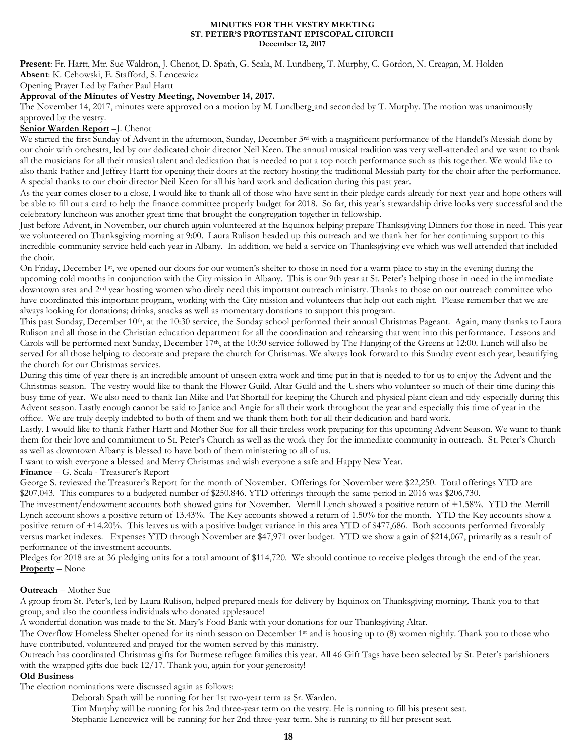**MINUTES FOR THE VESTRY MEETING**
**ST. PETER'S PROTESTANT EPISCOPAL CHURCH**
**December 12, 2017**

**Present**: Fr. Hartt, Mtr. Sue Waldron, J. Chenot, D. Spath, G. Scala, M. Lundberg, T. Murphy, C. Gordon, N. Creagan, M. Holden
**Absent**: K. Cehowski, E. Stafford, S. Lencewicz
Opening Prayer Led by Father Paul Hartt

**Approval of the Minutes of Vestry Meeting, November 14, 2017.**

The November 14, 2017, minutes were approved on a motion by M. Lundberg and seconded by T. Murphy. The motion was unanimously approved by the vestry.

**Senior Warden Report** –J. Chenot

We started the first Sunday of Advent in the afternoon, Sunday, December 3rd with a magnificent performance of the Handel's Messiah done by our choir with orchestra, led by our dedicated choir director Neil Keen. The annual musical tradition was very well-attended and we want to thank all the musicians for all their musical talent and dedication that is needed to put a top notch performance such as this together. We would like to also thank Father and Jeffrey Hartt for opening their doors at the rectory hosting the traditional Messiah party for the choir after the performance. A special thanks to our choir director Neil Keen for all his hard work and dedication during this past year.

As the year comes closer to a close, I would like to thank all of those who have sent in their pledge cards already for next year and hope others will be able to fill out a card to help the finance committee properly budget for 2018. So far, this year's stewardship drive looks very successful and the celebratory luncheon was another great time that brought the congregation together in fellowship.

Just before Advent, in November, our church again volunteered at the Equinox helping prepare Thanksgiving Dinners for those in need. This year we volunteered on Thanksgiving morning at 9:00. Laura Rulison headed up this outreach and we thank her for her continuing support to this incredible community service held each year in Albany. In addition, we held a service on Thanksgiving eve which was well attended that included the choir.

On Friday, December 1st, we opened our doors for our women's shelter to those in need for a warm place to stay in the evening during the upcoming cold months in conjunction with the City mission in Albany. This is our 9th year at St. Peter's helping those in need in the immediate downtown area and 2nd year hosting women who direly need this important outreach ministry. Thanks to those on our outreach committee who have coordinated this important program, working with the City mission and volunteers that help out each night. Please remember that we are always looking for donations; drinks, snacks as well as momentary donations to support this program.

This past Sunday, December 10th, at the 10:30 service, the Sunday school performed their annual Christmas Pageant. Again, many thanks to Laura Rulison and all those in the Christian education department for all the coordination and rehearsing that went into this performance. Lessons and Carols will be performed next Sunday, December 17th, at the 10:30 service followed by The Hanging of the Greens at 12:00. Lunch will also be served for all those helping to decorate and prepare the church for Christmas. We always look forward to this Sunday event each year, beautifying the church for our Christmas services.

During this time of year there is an incredible amount of unseen extra work and time put in that is needed to for us to enjoy the Advent and the Christmas season. The vestry would like to thank the Flower Guild, Altar Guild and the Ushers who volunteer so much of their time during this busy time of year. We also need to thank Ian Mike and Pat Shortall for keeping the Church and physical plant clean and tidy especially during this Advent season. Lastly enough cannot be said to Janice and Angie for all their work throughout the year and especially this time of year in the office. We are truly deeply indebted to both of them and we thank them both for all their dedication and hard work.

Lastly, I would like to thank Father Hartt and Mother Sue for all their tireless work preparing for this upcoming Advent Season. We want to thank them for their love and commitment to St. Peter's Church as well as the work they for the immediate community in outreach. St. Peter's Church as well as downtown Albany is blessed to have both of them ministering to all of us.

I want to wish everyone a blessed and Merry Christmas and wish everyone a safe and Happy New Year.

**Finance** – G. Scala - Treasurer's Report

George S. reviewed the Treasurer's Report for the month of November. Offerings for November were $22,250. Total offerings YTD are $207,043. This compares to a budgeted number of $250,846. YTD offerings through the same period in 2016 was $206,730.

The investment/endowment accounts both showed gains for November. Merrill Lynch showed a positive return of +1.58%. YTD the Merrill Lynch account shows a positive return of 13.43%. The Key accounts showed a return of 1.50% for the month. YTD the Key accounts show a positive return of +14.20%. This leaves us with a positive budget variance in this area YTD of $477,686. Both accounts performed favorably versus market indexes. Expenses YTD through November are $47,971 over budget. YTD we show a gain of $214,067, primarily as a result of performance of the investment accounts.

Pledges for 2018 are at 36 pledging units for a total amount of $114,720. We should continue to receive pledges through the end of the year.

**Property** – None

**Outreach** – Mother Sue

A group from St. Peter's, led by Laura Rulison, helped prepared meals for delivery by Equinox on Thanksgiving morning. Thank you to that group, and also the countless individuals who donated applesauce!

A wonderful donation was made to the St. Mary's Food Bank with your donations for our Thanksgiving Altar.

The Overflow Homeless Shelter opened for its ninth season on December 1st and is housing up to (8) women nightly. Thank you to those who have contributed, volunteered and prayed for the women served by this ministry.

Outreach has coordinated Christmas gifts for Burmese refugee families this year. All 46 Gift Tags have been selected by St. Peter's parishioners with the wrapped gifts due back 12/17. Thank you, again for your generosity!

**Old Business**

The election nominations were discussed again as follows:

Deborah Spath will be running for her 1st two-year term as Sr. Warden.
Tim Murphy will be running for his 2nd three-year term on the vestry. He is running to fill his present seat.
Stephanie Lencewicz will be running for her 2nd three-year term. She is running to fill her present seat.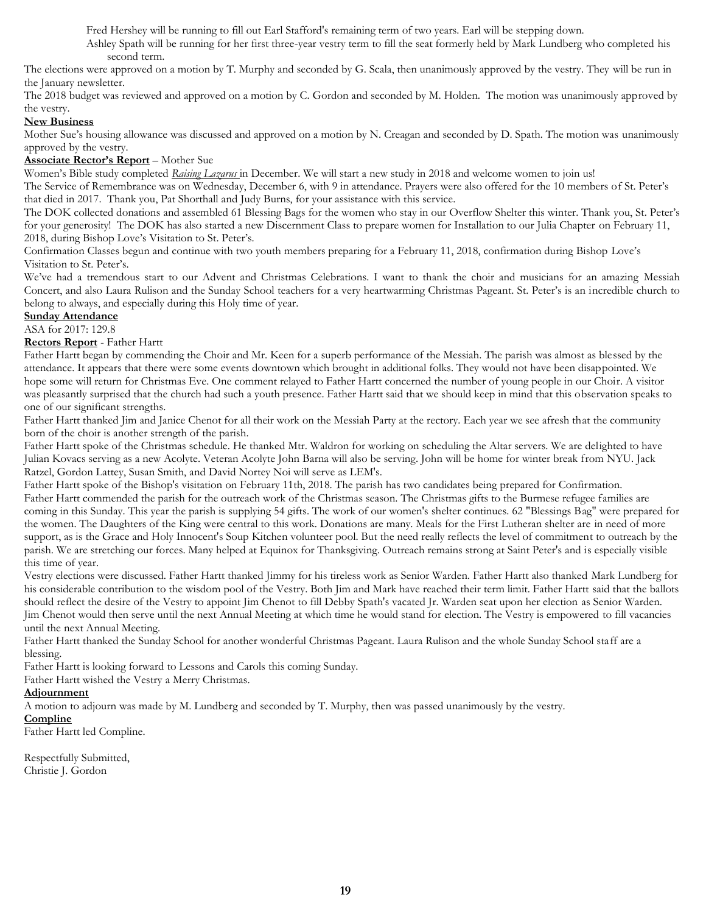Fred Hershey will be running to fill out Earl Stafford's remaining term of two years. Earl will be stepping down.

Ashley Spath will be running for her first three-year vestry term to fill the seat formerly held by Mark Lundberg who completed his second term.

The elections were approved on a motion by T. Murphy and seconded by G. Scala, then unanimously approved by the vestry. They will be run in the January newsletter.

The 2018 budget was reviewed and approved on a motion by C. Gordon and seconded by M. Holden. The motion was unanimously approved by the vestry.

**New Business**

Mother Sue's housing allowance was discussed and approved on a motion by N. Creagan and seconded by D. Spath. The motion was unanimously approved by the vestry.

**Associate Rector's Report** – Mother Sue

Women's Bible study completed ***Raising Lazarus*** in December. We will start a new study in 2018 and welcome women to join us!

The Service of Remembrance was on Wednesday, December 6, with 9 in attendance. Prayers were also offered for the 10 members of St. Peter's that died in 2017. Thank you, Pat Shorthall and Judy Burns, for your assistance with this service.

The DOK collected donations and assembled 61 Blessing Bags for the women who stay in our Overflow Shelter this winter. Thank you, St. Peter's for your generosity! The DOK has also started a new Discernment Class to prepare women for Installation to our Julia Chapter on February 11, 2018, during Bishop Love's Visitation to St. Peter's.

Confirmation Classes begun and continue with two youth members preparing for a February 11, 2018, confirmation during Bishop Love's Visitation to St. Peter's.

We've had a tremendous start to our Advent and Christmas Celebrations. I want to thank the choir and musicians for an amazing Messiah Concert, and also Laura Rulison and the Sunday School teachers for a very heartwarming Christmas Pageant. St. Peter's is an incredible church to belong to always, and especially during this Holy time of year.

**Sunday Attendance**

ASA for 2017: 129.8

**Rectors Report** - Father Hartt

Father Hartt began by commending the Choir and Mr. Keen for a superb performance of the Messiah. The parish was almost as blessed by the attendance. It appears that there were some events downtown which brought in additional folks. They would not have been disappointed. We hope some will return for Christmas Eve. One comment relayed to Father Hartt concerned the number of young people in our Choir. A visitor was pleasantly surprised that the church had such a youth presence. Father Hartt said that we should keep in mind that this observation speaks to one of our significant strengths.

Father Hartt thanked Jim and Janice Chenot for all their work on the Messiah Party at the rectory. Each year we see afresh that the community born of the choir is another strength of the parish.

Father Hartt spoke of the Christmas schedule. He thanked Mtr. Waldron for working on scheduling the Altar servers. We are delighted to have Julian Kovacs serving as a new Acolyte. Veteran Acolyte John Barna will also be serving. John will be home for winter break from NYU. Jack Ratzel, Gordon Lattey, Susan Smith, and David Nortey Noi will serve as LEM's.

Father Hartt spoke of the Bishop's visitation on February 11th, 2018. The parish has two candidates being prepared for Confirmation.

Father Hartt commended the parish for the outreach work of the Christmas season. The Christmas gifts to the Burmese refugee families are coming in this Sunday. This year the parish is supplying 54 gifts. The work of our women's shelter continues. 62 "Blessings Bag" were prepared for the women. The Daughters of the King were central to this work. Donations are many. Meals for the First Lutheran shelter are in need of more support, as is the Grace and Holy Innocent's Soup Kitchen volunteer pool. But the need really reflects the level of commitment to outreach by the parish. We are stretching our forces. Many helped at Equinox for Thanksgiving. Outreach remains strong at Saint Peter's and is especially visible this time of year.

Vestry elections were discussed. Father Hartt thanked Jimmy for his tireless work as Senior Warden. Father Hartt also thanked Mark Lundberg for his considerable contribution to the wisdom pool of the Vestry. Both Jim and Mark have reached their term limit. Father Hartt said that the ballots should reflect the desire of the Vestry to appoint Jim Chenot to fill Debby Spath's vacated Jr. Warden seat upon her election as Senior Warden. Jim Chenot would then serve until the next Annual Meeting at which time he would stand for election. The Vestry is empowered to fill vacancies until the next Annual Meeting.

Father Hartt thanked the Sunday School for another wonderful Christmas Pageant. Laura Rulison and the whole Sunday School staff are a blessing.

Father Hartt is looking forward to Lessons and Carols this coming Sunday.

Father Hartt wished the Vestry a Merry Christmas.

**Adjournment**

A motion to adjourn was made by M. Lundberg and seconded by T. Murphy, then was passed unanimously by the vestry.

**Compline**

Father Hartt led Compline.

Respectfully Submitted,
Christie J. Gordon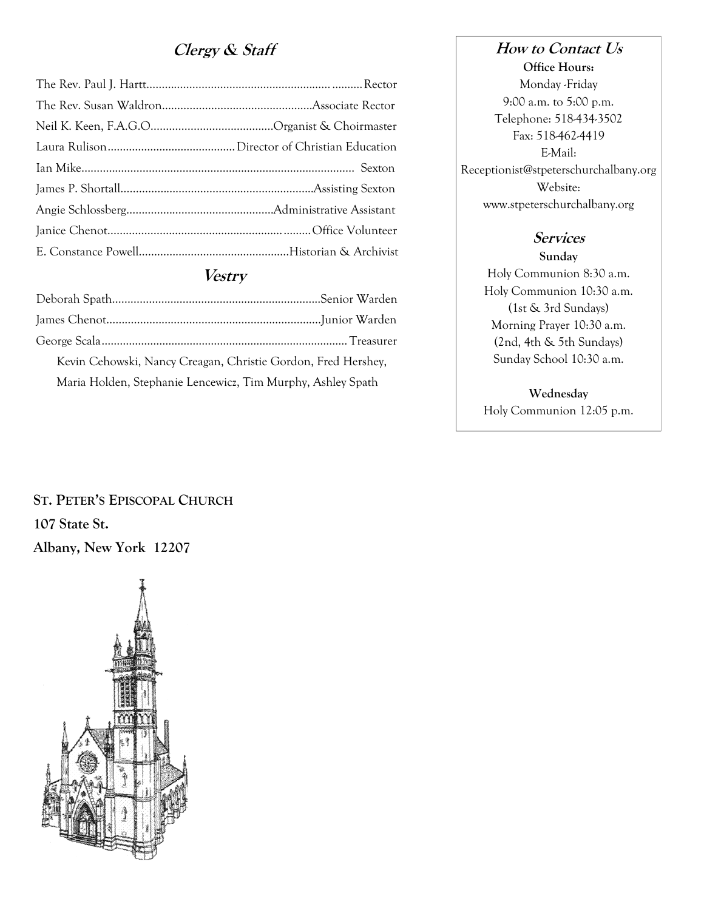## *Clergy & Staff*

The Rev. Paul J. Hartt.......................................................... ..........Rector
The Rev. Susan Waldron.................................................Associate Rector
Neil K. Keen, F.A.G.O........................................Organist & Choirmaster
Laura Rulison.......................................... Director of Christian Education
Ian Mike........................................................................................ Sexton
James P. Shortall...............................................................Assisting Sexton
Angie Schlossberg................................................Administrative Assistant
Janice Chenot.................................................... .........Office Volunteer
E. Constance Powell.................................................Historian & Archivist

## *Vestry*

Deborah Spath....................................................................Senior Warden
James Chenot......................................................................Junior Warden
George Scala................................................................................ Treasurer

Kevin Cehowski, Nancy Creagan, Christie Gordon, Fred Hershey, Maria Holden, Stephanie Lencewicz, Tim Murphy, Ashley Spath

## *How to Contact Us*

**Office Hours:**
Monday -Friday
9:00 a.m. to 5:00 p.m.
Telephone: 518-434-3502
Fax: 518-462-4419
E-Mail:
Receptionist@stpeterschurchalbany.org
Website:
www.stpeterschurchalbany.org

## *Services*

**Sunday**
Holy Communion 8:30 a.m.
Holy Communion 10:30 a.m.
(1st & 3rd Sundays)
Morning Prayer 10:30 a.m.
(2nd, 4th & 5th Sundays)
Sunday School 10:30 a.m.

**Wednesday**
Holy Communion 12:05 p.m.

**ST. PETER'S EPISCOPAL CHURCH**
**107 State St.**
**Albany, New York 12207**